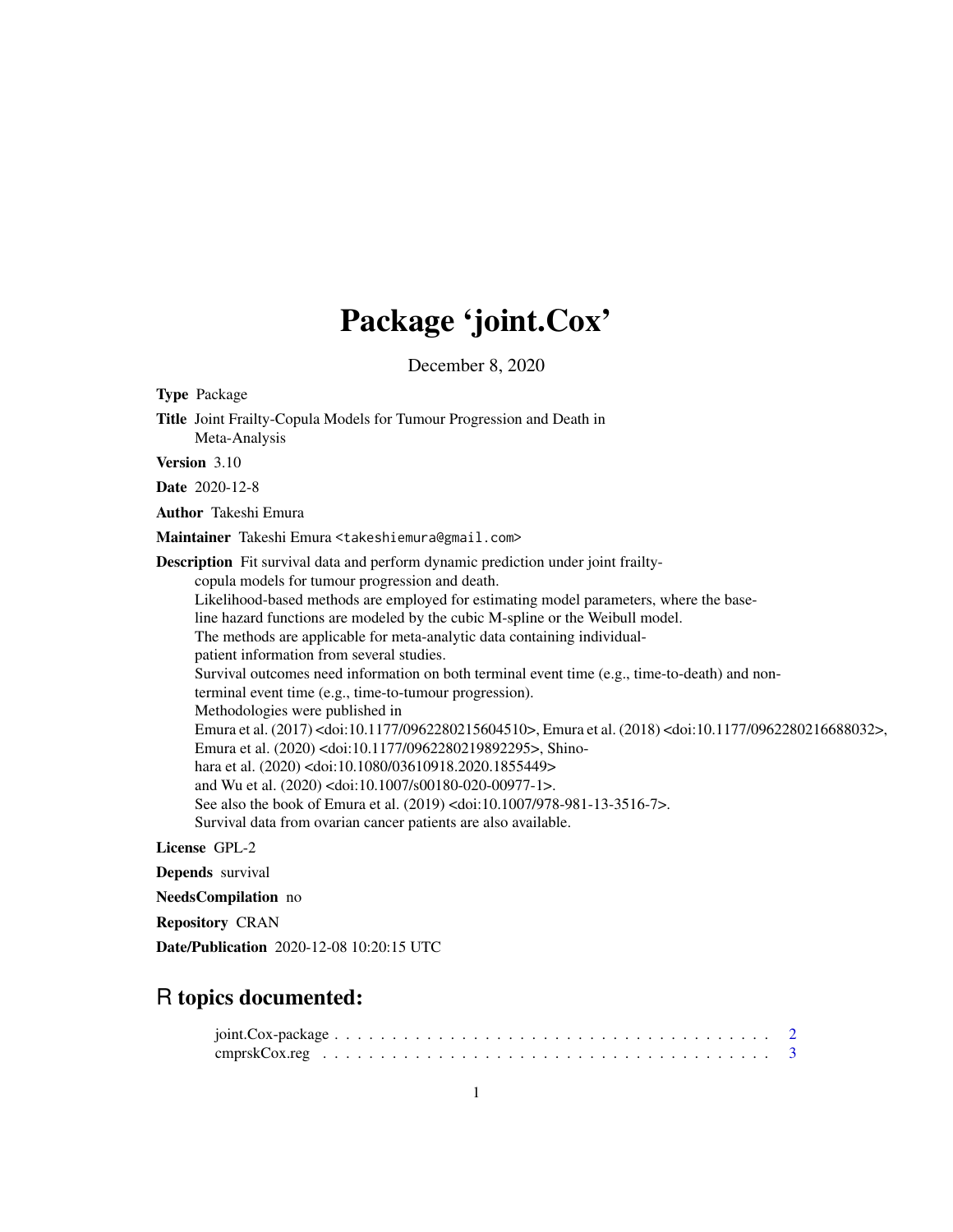# Package 'joint.Cox'

December 8, 2020

**Type** Package

**Title** Joint Frailty-Copula Models for Tumour Progression and Death in Meta-Analysis

**Version** 3.10

**Date** 2020-12-8

**Author** Takeshi Emura

**Maintainer** Takeshi Emura <takeshiemura@gmail.com>

**Description** Fit survival data and perform dynamic prediction under joint frailty-copula models for tumour progression and death.
Likelihood-based methods are employed for estimating model parameters, where the baseline hazard functions are modeled by the cubic M-spline or the Weibull model.
The methods are applicable for meta-analytic data containing individual-patient information from several studies.
Survival outcomes need information on both terminal event time (e.g., time-to-death) and non-terminal event time (e.g., time-to-tumour progression).
Methodologies were published in
Emura et al. (2017) <doi:10.1177/0962280215604510>, Emura et al. (2018) <doi:10.1177/0962280216688032>,
Emura et al. (2020) <doi:10.1177/0962280219892295>, Shinohara et al. (2020) <doi:10.1080/03610918.2020.1855449>
and Wu et al. (2020) <doi:10.1007/s00180-020-00977-1>.
See also the book of Emura et al. (2019) <doi:10.1007/978-981-13-3516-7>.
Survival data from ovarian cancer patients are also available.

**License** GPL-2

**Depends** survival

**NeedsCompilation** no

**Repository** CRAN

**Date/Publication** 2020-12-08 10:20:15 UTC

## R topics documented:

joint.Cox-package . . . . . . . . . . . . . . . . . . . . . . . . . . . . . . . . . . . . . . . 2
cmprskCox.reg . . . . . . . . . . . . . . . . . . . . . . . . . . . . . . . . . . . . . . . . 3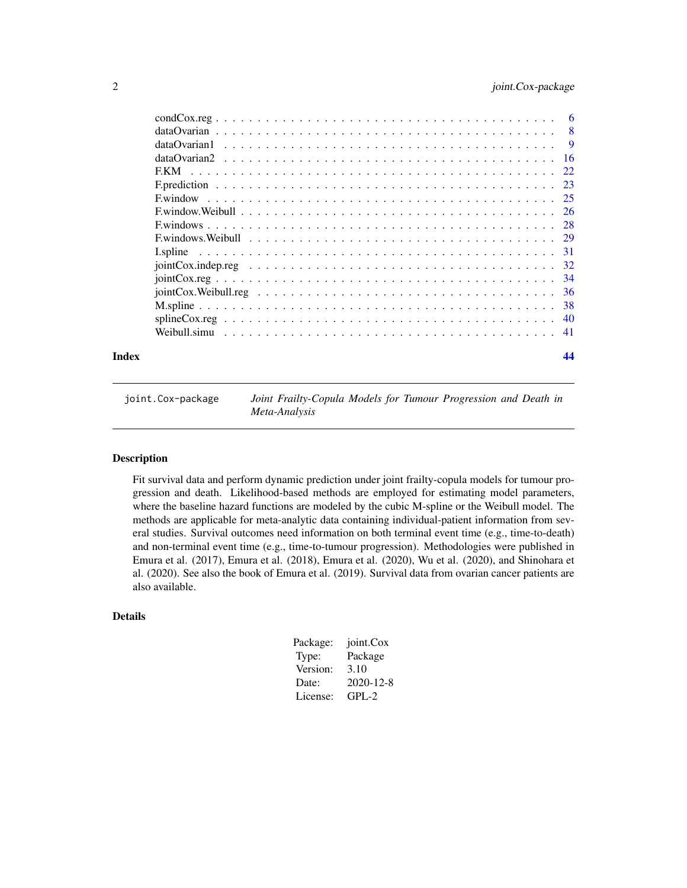condCox.reg . . . . . . . . . . . . . . . . . . . . . . . . . . . . . . . . . . . . . 6
dataOvarian . . . . . . . . . . . . . . . . . . . . . . . . . . . . . . . . . . . . . 8
dataOvarian1 . . . . . . . . . . . . . . . . . . . . . . . . . . . . . . . . . . . . 9
dataOvarian2 . . . . . . . . . . . . . . . . . . . . . . . . . . . . . . . . . . . . 16
F.KM . . . . . . . . . . . . . . . . . . . . . . . . . . . . . . . . . . . . . . . . 22
F.prediction . . . . . . . . . . . . . . . . . . . . . . . . . . . . . . . . . . . . 23
F.window . . . . . . . . . . . . . . . . . . . . . . . . . . . . . . . . . . . . . . 25
F.window.Weibull . . . . . . . . . . . . . . . . . . . . . . . . . . . . . . . . . . 26
F.windows . . . . . . . . . . . . . . . . . . . . . . . . . . . . . . . . . . . . . . 28
F.windows.Weibull . . . . . . . . . . . . . . . . . . . . . . . . . . . . . . . . . 29
I.spline . . . . . . . . . . . . . . . . . . . . . . . . . . . . . . . . . . . . . . . 31
jointCox.indep.reg . . . . . . . . . . . . . . . . . . . . . . . . . . . . . . . . . 32
jointCox.reg . . . . . . . . . . . . . . . . . . . . . . . . . . . . . . . . . . . . . 34
jointCox.Weibull.reg . . . . . . . . . . . . . . . . . . . . . . . . . . . . . . . . 36
M.spline . . . . . . . . . . . . . . . . . . . . . . . . . . . . . . . . . . . . . . . 38
splineCox.reg . . . . . . . . . . . . . . . . . . . . . . . . . . . . . . . . . . . . 40
Weibull.simu . . . . . . . . . . . . . . . . . . . . . . . . . . . . . . . . . . . . . 41

**Index** **44**

---

joint.Cox-package *Joint Frailty-Copula Models for Tumour Progression and Death in Meta-Analysis*

---

## Description

Fit survival data and perform dynamic prediction under joint frailty-copula models for tumour progression and death. Likelihood-based methods are employed for estimating model parameters, where the baseline hazard functions are modeled by the cubic M-spline or the Weibull model. The methods are applicable for meta-analytic data containing individual-patient information from several studies. Survival outcomes need information on both terminal event time (e.g., time-to-death) and non-terminal event time (e.g., time-to-tumour progression). Methodologies were published in Emura et al. (2017), Emura et al. (2018), Emura et al. (2020), Wu et al. (2020), and Shinohara et al. (2020). See also the book of Emura et al. (2019). Survival data from ovarian cancer patients are also available.

## Details

| | |
|---|---|
| Package: | joint.Cox |
| Type: | Package |
| Version: | 3.10 |
| Date: | 2020-12-8 |
| License: | GPL-2 |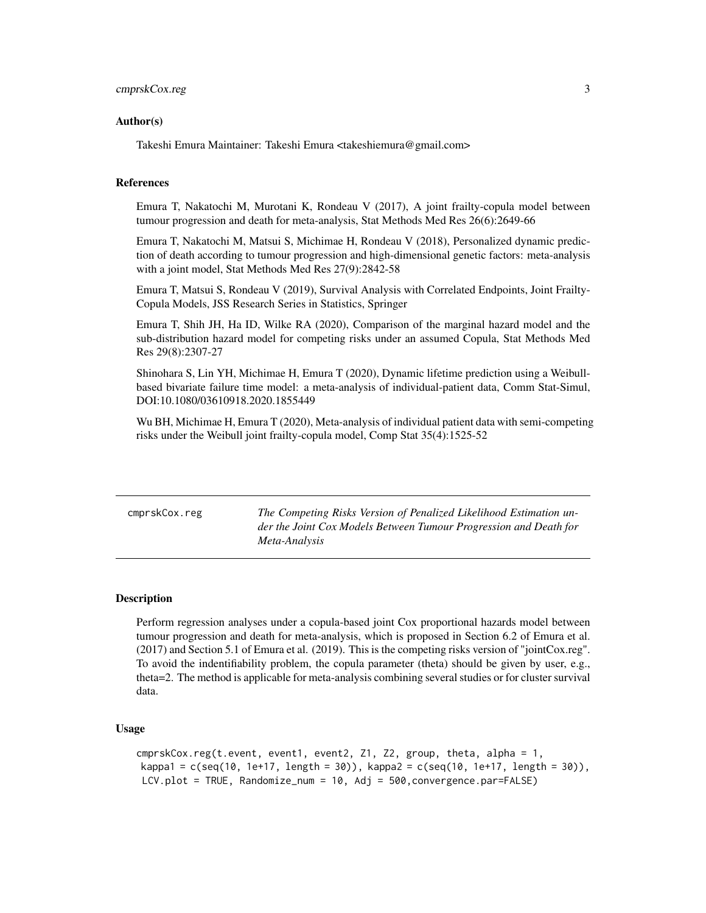### Author(s)

Takeshi Emura Maintainer: Takeshi Emura <takeshiemura@gmail.com>

### References

Emura T, Nakatochi M, Murotani K, Rondeau V (2017), A joint frailty-copula model between tumour progression and death for meta-analysis, Stat Methods Med Res 26(6):2649-66

Emura T, Nakatochi M, Matsui S, Michimae H, Rondeau V (2018), Personalized dynamic prediction of death according to tumour progression and high-dimensional genetic factors: meta-analysis with a joint model, Stat Methods Med Res 27(9):2842-58

Emura T, Matsui S, Rondeau V (2019), Survival Analysis with Correlated Endpoints, Joint Frailty-Copula Models, JSS Research Series in Statistics, Springer

Emura T, Shih JH, Ha ID, Wilke RA (2020), Comparison of the marginal hazard model and the sub-distribution hazard model for competing risks under an assumed Copula, Stat Methods Med Res 29(8):2307-27

Shinohara S, Lin YH, Michimae H, Emura T (2020), Dynamic lifetime prediction using a Weibull-based bivariate failure time model: a meta-analysis of individual-patient data, Comm Stat-Simul, DOI:10.1080/03610918.2020.1855449

Wu BH, Michimae H, Emura T (2020), Meta-analysis of individual patient data with semi-competing risks under the Weibull joint frailty-copula model, Comp Stat 35(4):1525-52

---

## cmprskCox.reg — *The Competing Risks Version of Penalized Likelihood Estimation under the Joint Cox Models Between Tumour Progression and Death for Meta-Analysis*

---

### Description

Perform regression analyses under a copula-based joint Cox proportional hazards model between tumour progression and death for meta-analysis, which is proposed in Section 6.2 of Emura et al. (2017) and Section 5.1 of Emura et al. (2019). This is the competing risks version of "jointCox.reg". To avoid the indentifiability problem, the copula parameter (theta) should be given by user, e.g., theta=2. The method is applicable for meta-analysis combining several studies or for cluster survival data.

### Usage

```
cmprskCox.reg(t.event, event1, event2, Z1, Z2, group, theta, alpha = 1,
 kappa1 = c(seq(10, 1e+17, length = 30)), kappa2 = c(seq(10, 1e+17, length = 30)),
 LCV.plot = TRUE, Randomize_num = 10, Adj = 500,convergence.par=FALSE)
```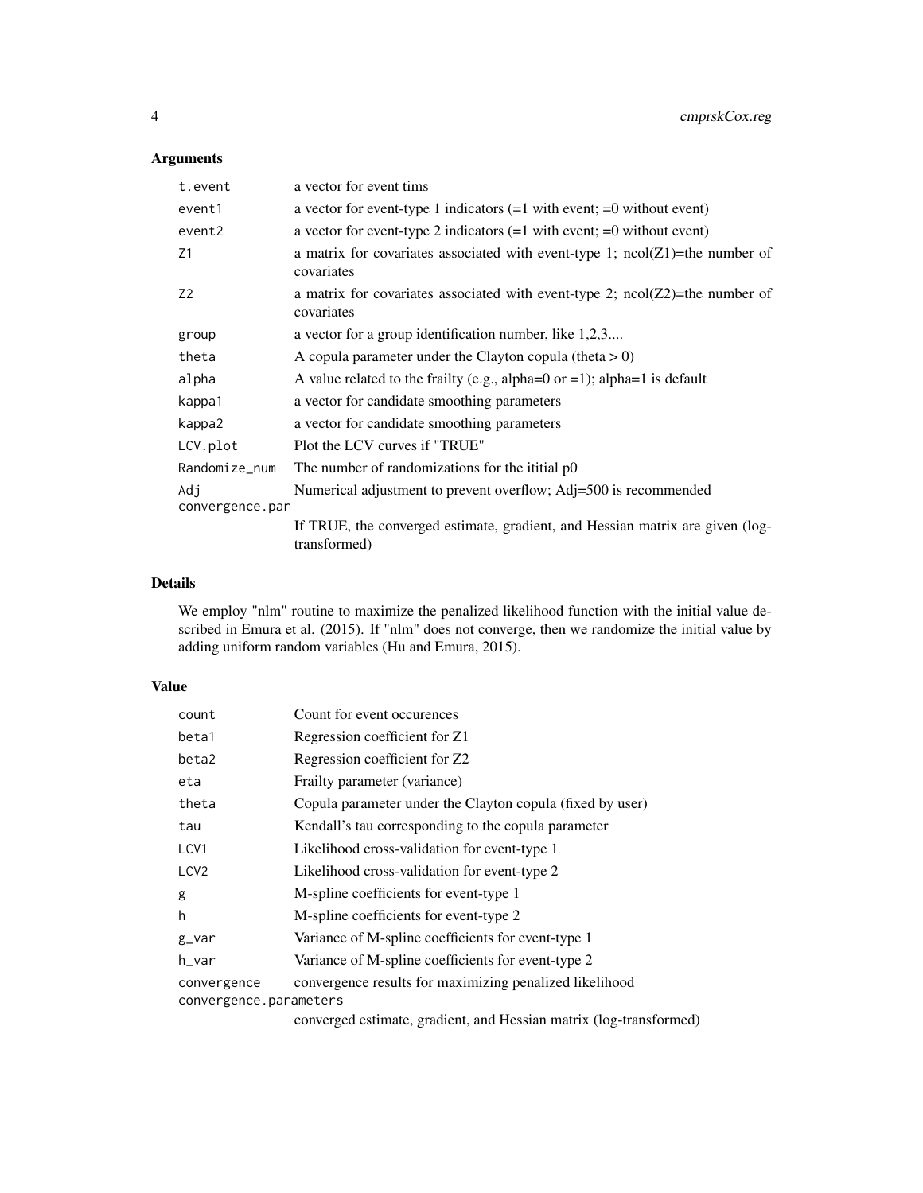## Arguments

| | |
|---|---|
| `t.event` | a vector for event tims |
| `event1` | a vector for event-type 1 indicators (=1 with event; =0 without event) |
| `event2` | a vector for event-type 2 indicators (=1 with event; =0 without event) |
| `Z1` | a matrix for covariates associated with event-type 1; ncol(Z1)=the number of covariates |
| `Z2` | a matrix for covariates associated with event-type 2; ncol(Z2)=the number of covariates |
| `group` | a vector for a group identification number, like 1,2,3.... |
| `theta` | A copula parameter under the Clayton copula (theta > 0) |
| `alpha` | A value related to the frailty (e.g., alpha=0 or =1); alpha=1 is default |
| `kappa1` | a vector for candidate smoothing parameters |
| `kappa2` | a vector for candidate smoothing parameters |
| `LCV.plot` | Plot the LCV curves if "TRUE" |
| `Randomize_num` | The number of randomizations for the ititial p0 |
| `Adj` | Numerical adjustment to prevent overflow; Adj=500 is recommended |
| `convergence.par` | If TRUE, the converged estimate, gradient, and Hessian matrix are given (log-transformed) |

## Details

We employ "nlm" routine to maximize the penalized likelihood function with the initial value described in Emura et al. (2015). If "nlm" does not converge, then we randomize the initial value by adding uniform random variables (Hu and Emura, 2015).

## Value

| | |
|---|---|
| `count` | Count for event occurences |
| `beta1` | Regression coefficient for Z1 |
| `beta2` | Regression coefficient for Z2 |
| `eta` | Frailty parameter (variance) |
| `theta` | Copula parameter under the Clayton copula (fixed by user) |
| `tau` | Kendall's tau corresponding to the copula parameter |
| `LCV1` | Likelihood cross-validation for event-type 1 |
| `LCV2` | Likelihood cross-validation for event-type 2 |
| `g` | M-spline coefficients for event-type 1 |
| `h` | M-spline coefficients for event-type 2 |
| `g_var` | Variance of M-spline coefficients for event-type 1 |
| `h_var` | Variance of M-spline coefficients for event-type 2 |
| `convergence` | convergence results for maximizing penalized likelihood |
| `convergence.parameters` | converged estimate, gradient, and Hessian matrix (log-transformed) |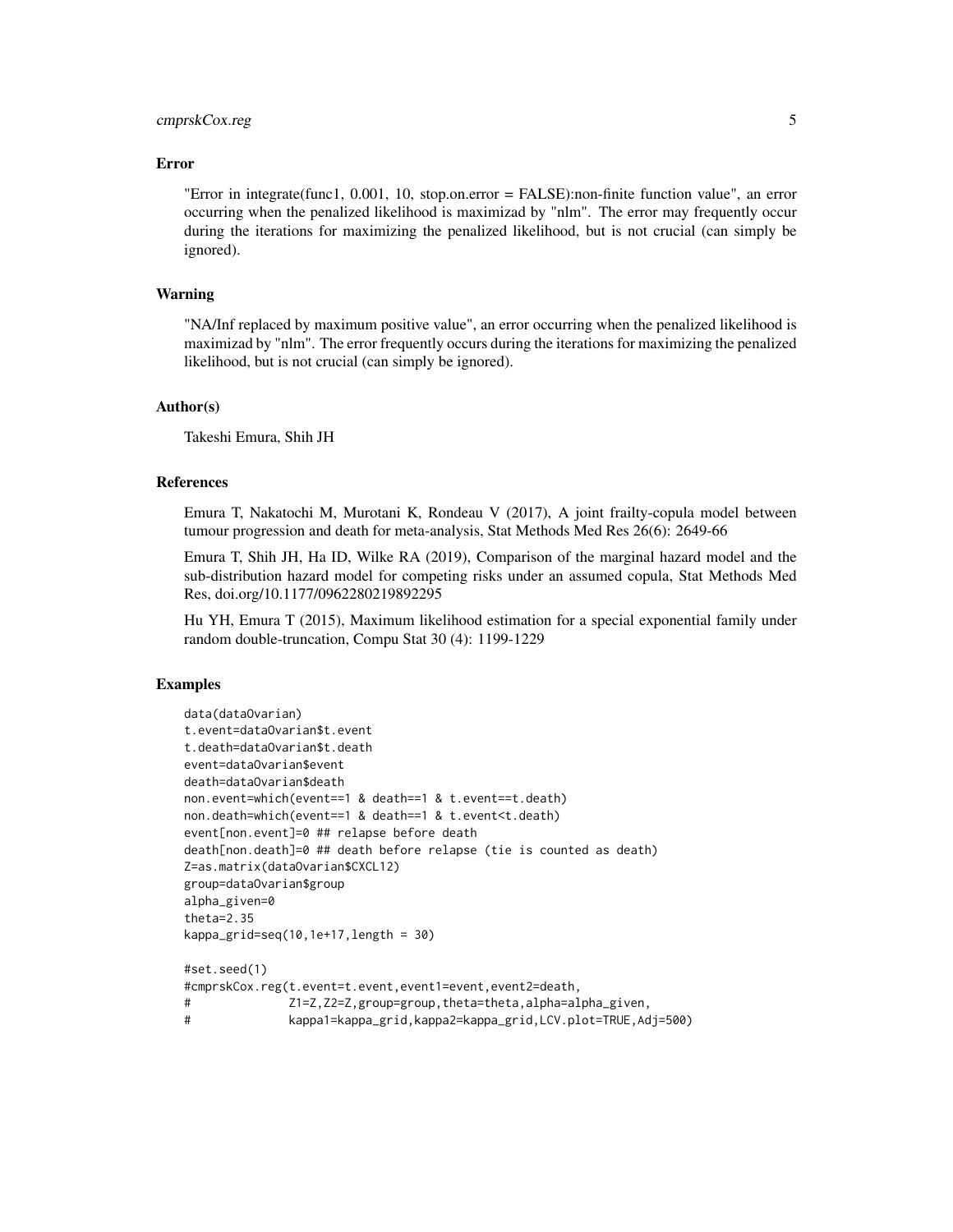## Error

"Error in integrate(func1, 0.001, 10, stop.on.error = FALSE):non-finite function value", an error occurring when the penalized likelihood is maximizad by "nlm". The error may frequently occur during the iterations for maximizing the penalized likelihood, but is not crucial (can simply be ignored).

## Warning

"NA/Inf replaced by maximum positive value", an error occurring when the penalized likelihood is maximizad by "nlm". The error frequently occurs during the iterations for maximizing the penalized likelihood, but is not crucial (can simply be ignored).

## Author(s)

Takeshi Emura, Shih JH

## References

Emura T, Nakatochi M, Murotani K, Rondeau V (2017), A joint frailty-copula model between tumour progression and death for meta-analysis, Stat Methods Med Res 26(6): 2649-66

Emura T, Shih JH, Ha ID, Wilke RA (2019), Comparison of the marginal hazard model and the sub-distribution hazard model for competing risks under an assumed copula, Stat Methods Med Res, doi.org/10.1177/0962280219892295

Hu YH, Emura T (2015), Maximum likelihood estimation for a special exponential family under random double-truncation, Compu Stat 30 (4): 1199-1229

## Examples

```
data(dataOvarian)
t.event=dataOvarian$t.event
t.death=dataOvarian$t.death
event=dataOvarian$event
death=dataOvarian$death
non.event=which(event==1 & death==1 & t.event==t.death)
non.death=which(event==1 & death==1 & t.event<t.death)
event[non.event]=0 ## relapse before death
death[non.death]=0 ## death before relapse (tie is counted as death)
Z=as.matrix(dataOvarian$CXCL12)
group=dataOvarian$group
alpha_given=0
theta=2.35
kappa_grid=seq(10,1e+17,length = 30)

#set.seed(1)
#cmprskCox.reg(t.event=t.event,event1=event,event2=death,
#              Z1=Z,Z2=Z,group=group,theta=theta,alpha=alpha_given,
#              kappa1=kappa_grid,kappa2=kappa_grid,LCV.plot=TRUE,Adj=500)
```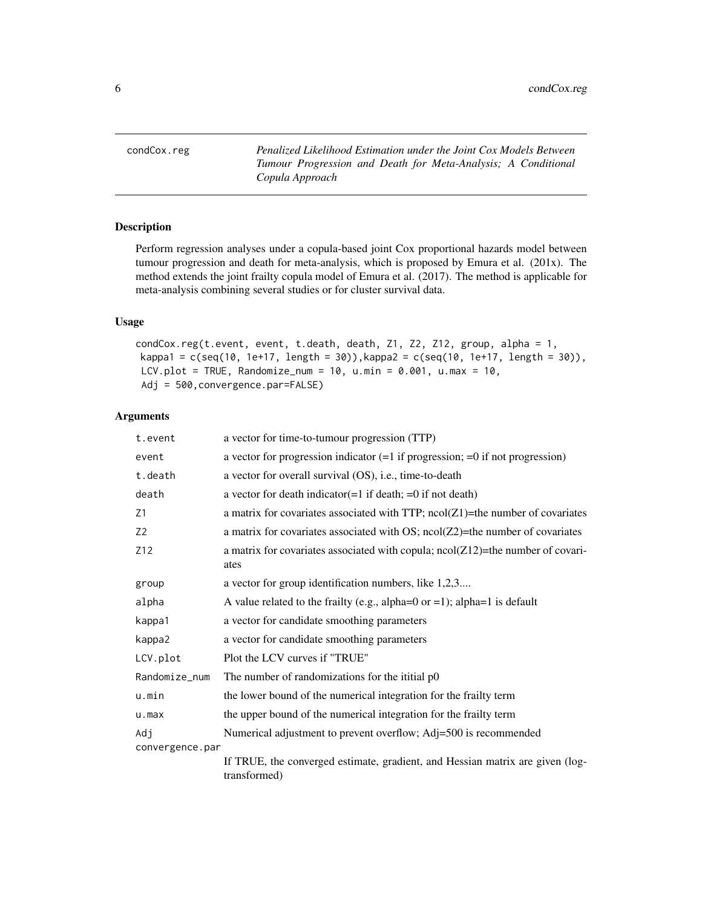condCox.reg    *Penalized Likelihood Estimation under the Joint Cox Models Between Tumour Progression and Death for Meta-Analysis; A Conditional Copula Approach*

## Description

Perform regression analyses under a copula-based joint Cox proportional hazards model between tumour progression and death for meta-analysis, which is proposed by Emura et al. (201x). The method extends the joint frailty copula model of Emura et al. (2017). The method is applicable for meta-analysis combining several studies or for cluster survival data.

## Usage

```
condCox.reg(t.event, event, t.death, death, Z1, Z2, Z12, group, alpha = 1,
 kappa1 = c(seq(10, 1e+17, length = 30)),kappa2 = c(seq(10, 1e+17, length = 30)),
 LCV.plot = TRUE, Randomize_num = 10, u.min = 0.001, u.max = 10,
 Adj = 500,convergence.par=FALSE)
```

## Arguments

| | |
|---|---|
| t.event | a vector for time-to-tumour progression (TTP) |
| event | a vector for progression indicator (=1 if progression; =0 if not progression) |
| t.death | a vector for overall survival (OS), i.e., time-to-death |
| death | a vector for death indicator(=1 if death; =0 if not death) |
| Z1 | a matrix for covariates associated with TTP; ncol(Z1)=the number of covariates |
| Z2 | a matrix for covariates associated with OS; ncol(Z2)=the number of covariates |
| Z12 | a matrix for covariates associated with copula; ncol(Z12)=the number of covariates |
| group | a vector for group identification numbers, like 1,2,3.... |
| alpha | A value related to the frailty (e.g., alpha=0 or =1); alpha=1 is default |
| kappa1 | a vector for candidate smoothing parameters |
| kappa2 | a vector for candidate smoothing parameters |
| LCV.plot | Plot the LCV curves if "TRUE" |
| Randomize_num | The number of randomizations for the ititial p0 |
| u.min | the lower bound of the numerical integration for the frailty term |
| u.max | the upper bound of the numerical integration for the frailty term |
| Adj | Numerical adjustment to prevent overflow; Adj=500 is recommended |
| convergence.par | If TRUE, the converged estimate, gradient, and Hessian matrix are given (log-transformed) |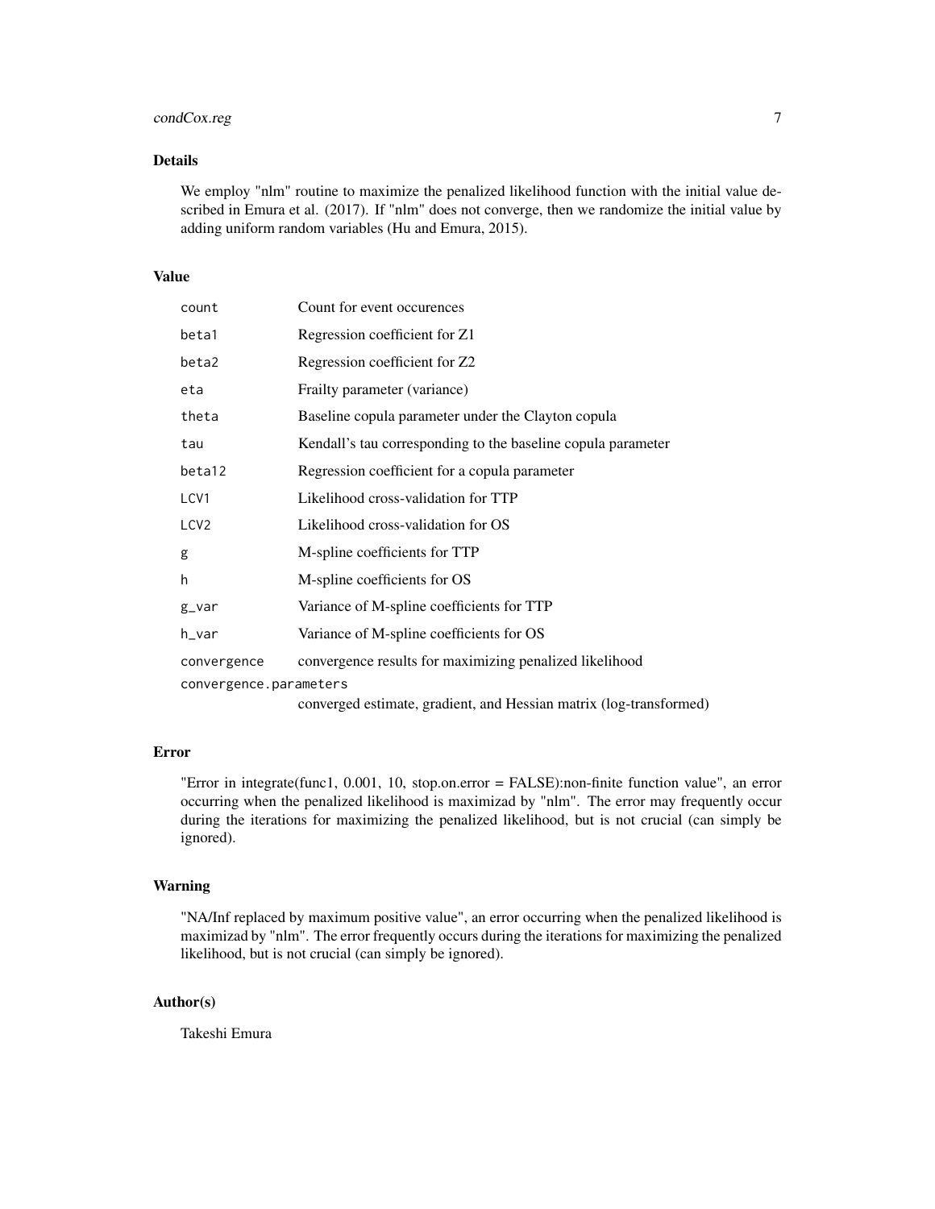## Details

We employ "nlm" routine to maximize the penalized likelihood function with the initial value described in Emura et al. (2017). If "nlm" does not converge, then we randomize the initial value by adding uniform random variables (Hu and Emura, 2015).

## Value

| | |
|---|---|
| `count` | Count for event occurences |
| `beta1` | Regression coefficient for Z1 |
| `beta2` | Regression coefficient for Z2 |
| `eta` | Frailty parameter (variance) |
| `theta` | Baseline copula parameter under the Clayton copula |
| `tau` | Kendall's tau corresponding to the baseline copula parameter |
| `beta12` | Regression coefficient for a copula parameter |
| `LCV1` | Likelihood cross-validation for TTP |
| `LCV2` | Likelihood cross-validation for OS |
| `g` | M-spline coefficients for TTP |
| `h` | M-spline coefficients for OS |
| `g_var` | Variance of M-spline coefficients for TTP |
| `h_var` | Variance of M-spline coefficients for OS |
| `convergence` | convergence results for maximizing penalized likelihood |
| `convergence.parameters` | converged estimate, gradient, and Hessian matrix (log-transformed) |

## Error

"Error in integrate(func1, 0.001, 10, stop.on.error = FALSE):non-finite function value", an error occurring when the penalized likelihood is maximizad by "nlm". The error may frequently occur during the iterations for maximizing the penalized likelihood, but is not crucial (can simply be ignored).

## Warning

"NA/Inf replaced by maximum positive value", an error occurring when the penalized likelihood is maximizad by "nlm". The error frequently occurs during the iterations for maximizing the penalized likelihood, but is not crucial (can simply be ignored).

## Author(s)

Takeshi Emura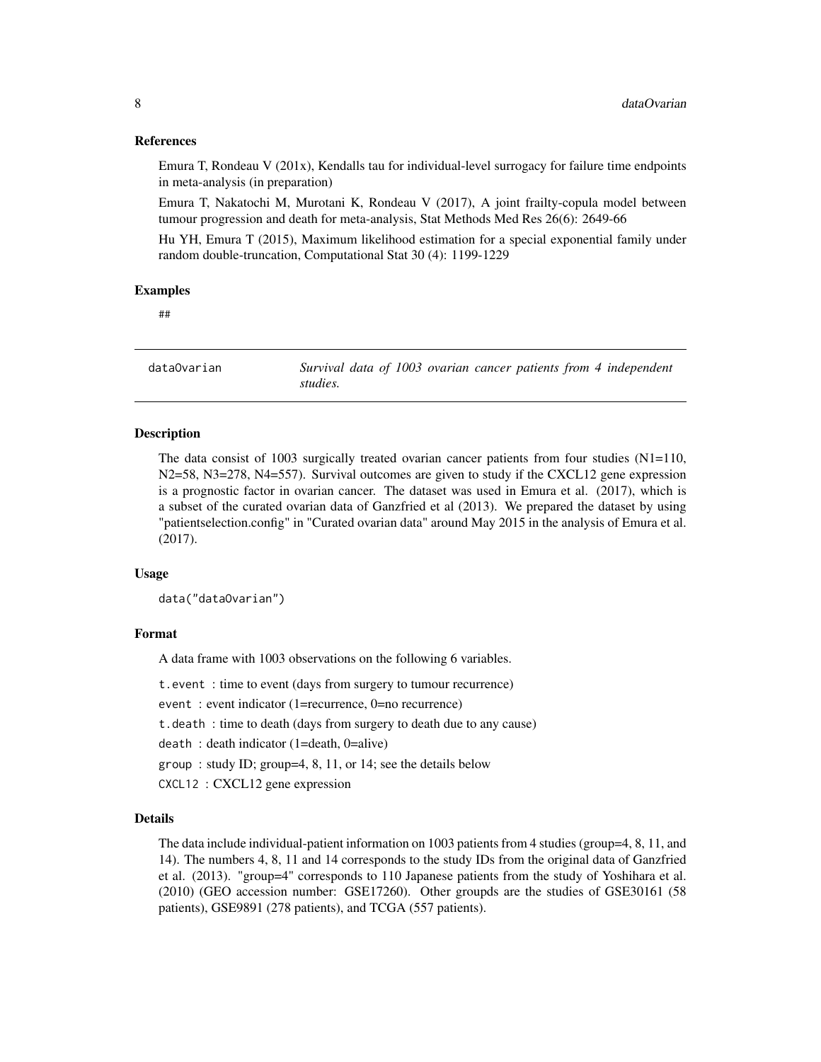### References

Emura T, Rondeau V (201x), Kendalls tau for individual-level surrogacy for failure time endpoints in meta-analysis (in preparation)

Emura T, Nakatochi M, Murotani K, Rondeau V (2017), A joint frailty-copula model between tumour progression and death for meta-analysis, Stat Methods Med Res 26(6): 2649-66

Hu YH, Emura T (2015), Maximum likelihood estimation for a special exponential family under random double-truncation, Computational Stat 30 (4): 1199-1229

### Examples

```
##
```

---

## dataOvarian — *Survival data of 1003 ovarian cancer patients from 4 independent studies.*

### Description

The data consist of 1003 surgically treated ovarian cancer patients from four studies (N1=110, N2=58, N3=278, N4=557). Survival outcomes are given to study if the CXCL12 gene expression is a prognostic factor in ovarian cancer. The dataset was used in Emura et al. (2017), which is a subset of the curated ovarian data of Ganzfried et al (2013). We prepared the dataset by using "patientselection.config" in "Curated ovarian data" around May 2015 in the analysis of Emura et al. (2017).

### Usage

```
data("dataOvarian")
```

### Format

A data frame with 1003 observations on the following 6 variables.

`t.event` : time to event (days from surgery to tumour recurrence)

`event` : event indicator (1=recurrence, 0=no recurrence)

`t.death` : time to death (days from surgery to death due to any cause)

`death` : death indicator (1=death, 0=alive)

`group` : study ID; group=4, 8, 11, or 14; see the details below

`CXCL12` : CXCL12 gene expression

### Details

The data include individual-patient information on 1003 patients from 4 studies (group=4, 8, 11, and 14). The numbers 4, 8, 11 and 14 corresponds to the study IDs from the original data of Ganzfried et al. (2013). "group=4" corresponds to 110 Japanese patients from the study of Yoshihara et al. (2010) (GEO accession number: GSE17260). Other groupds are the studies of GSE30161 (58 patients), GSE9891 (278 patients), and TCGA (557 patients).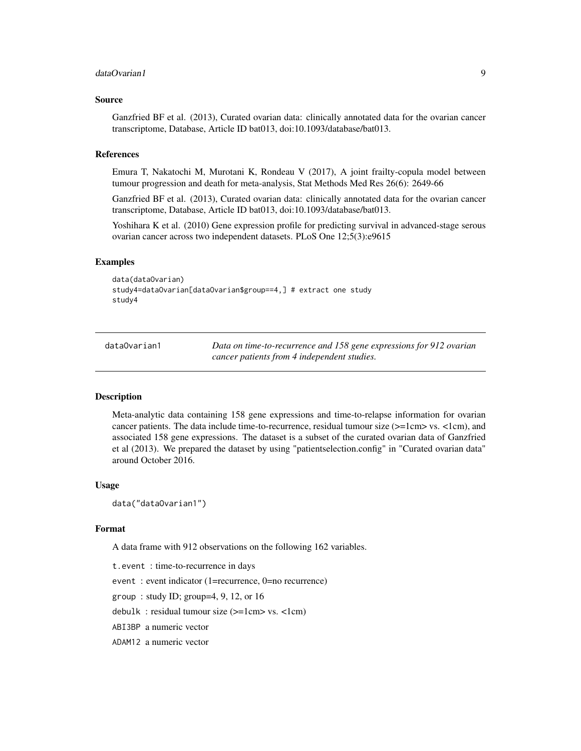### Source

Ganzfried BF et al. (2013), Curated ovarian data: clinically annotated data for the ovarian cancer transcriptome, Database, Article ID bat013, doi:10.1093/database/bat013.

### References

Emura T, Nakatochi M, Murotani K, Rondeau V (2017), A joint frailty-copula model between tumour progression and death for meta-analysis, Stat Methods Med Res 26(6): 2649-66

Ganzfried BF et al. (2013), Curated ovarian data: clinically annotated data for the ovarian cancer transcriptome, Database, Article ID bat013, doi:10.1093/database/bat013.

Yoshihara K et al. (2010) Gene expression profile for predicting survival in advanced-stage serous ovarian cancer across two independent datasets. PLoS One 12;5(3):e9615

### Examples

```
data(dataOvarian)
study4=dataOvarian[dataOvarian$group==4,] # extract one study
study4
```

---

## dataOvarian1 — *Data on time-to-recurrence and 158 gene expressions for 912 ovarian cancer patients from 4 independent studies.*

---

### Description

Meta-analytic data containing 158 gene expressions and time-to-relapse information for ovarian cancer patients. The data include time-to-recurrence, residual tumour size (>=1cm> vs. <1cm), and associated 158 gene expressions. The dataset is a subset of the curated ovarian data of Ganzfried et al (2013). We prepared the dataset by using "patientselection.config" in "Curated ovarian data" around October 2016.

### Usage

```
data("dataOvarian1")
```

### Format

A data frame with 912 observations on the following 162 variables.

`t.event` : time-to-recurrence in days

`event` : event indicator (1=recurrence, 0=no recurrence)

`group` : study ID; group=4, 9, 12, or 16

`debulk` : residual tumour size (>=1cm> vs. <1cm)

`ABI3BP` a numeric vector

`ADAM12` a numeric vector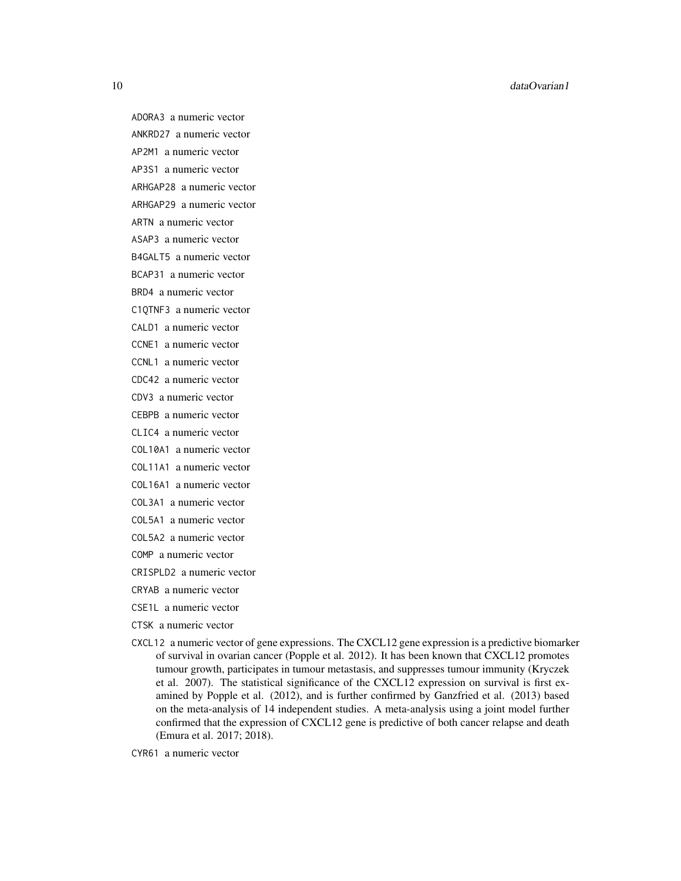ADORA3 a numeric vector

ANKRD27 a numeric vector

AP2M1 a numeric vector

AP3S1 a numeric vector

ARHGAP28 a numeric vector

ARHGAP29 a numeric vector

ARTN a numeric vector

ASAP3 a numeric vector

B4GALT5 a numeric vector

BCAP31 a numeric vector

BRD4 a numeric vector

C1QTNF3 a numeric vector

CALD1 a numeric vector

CCNE1 a numeric vector

CCNL1 a numeric vector

CDC42 a numeric vector

CDV3 a numeric vector

CEBPB a numeric vector

CLIC4 a numeric vector

COL10A1 a numeric vector

COL11A1 a numeric vector

COL16A1 a numeric vector

COL3A1 a numeric vector

COL5A1 a numeric vector

COL5A2 a numeric vector

COMP a numeric vector

CRISPLD2 a numeric vector

CRYAB a numeric vector

CSE1L a numeric vector

CTSK a numeric vector

CXCL12 a numeric vector of gene expressions. The CXCL12 gene expression is a predictive biomarker of survival in ovarian cancer (Popple et al. 2012). It has been known that CXCL12 promotes tumour growth, participates in tumour metastasis, and suppresses tumour immunity (Kryczek et al. 2007). The statistical significance of the CXCL12 expression on survival is first examined by Popple et al. (2012), and is further confirmed by Ganzfried et al. (2013) based on the meta-analysis of 14 independent studies. A meta-analysis using a joint model further confirmed that the expression of CXCL12 gene is predictive of both cancer relapse and death (Emura et al. 2017; 2018).

CYR61 a numeric vector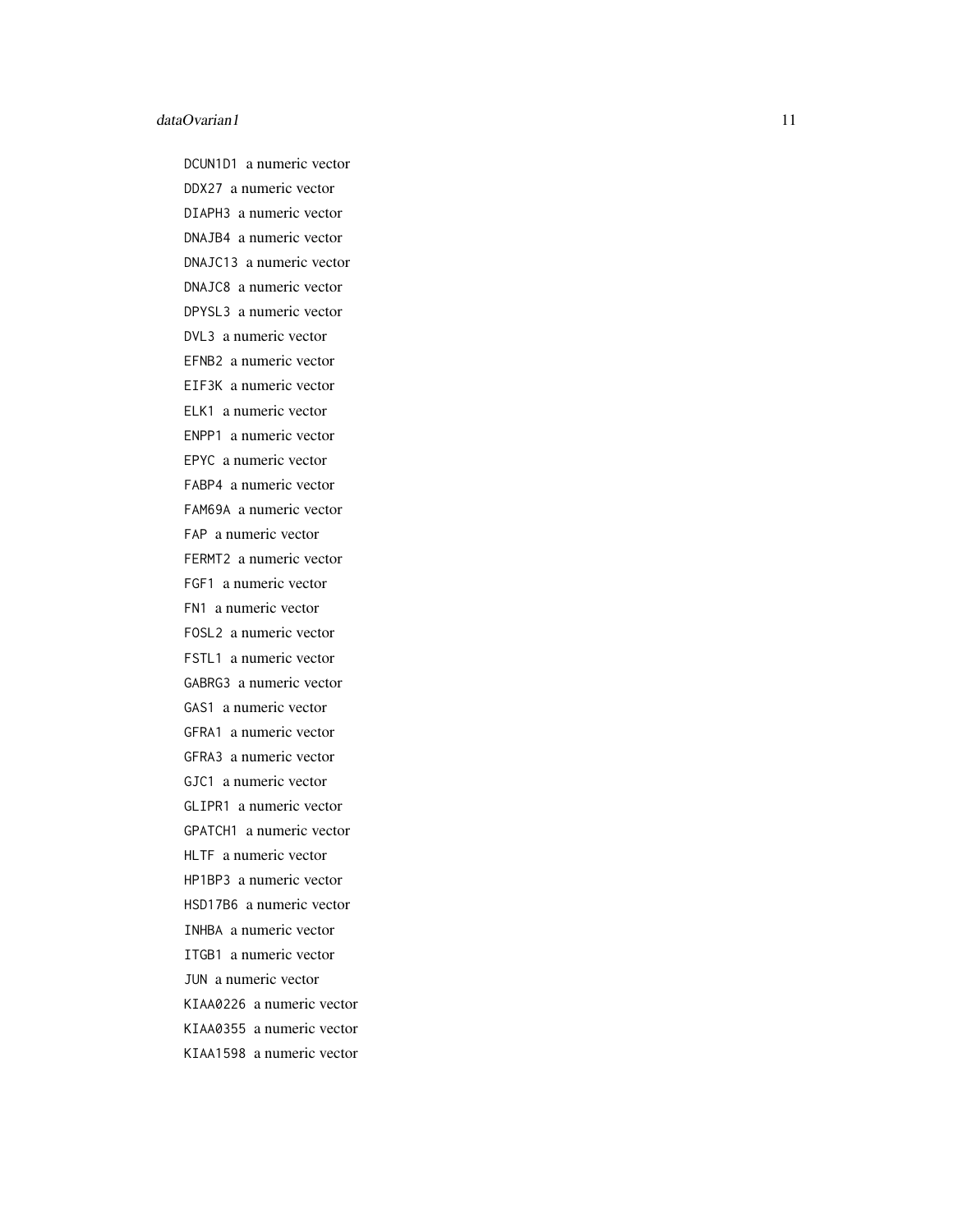`DCUN1D1` a numeric vector

`DDX27` a numeric vector

`DIAPH3` a numeric vector

`DNAJB4` a numeric vector

`DNAJC13` a numeric vector

`DNAJC8` a numeric vector

`DPYSL3` a numeric vector

`DVL3` a numeric vector

`EFNB2` a numeric vector

`EIF3K` a numeric vector

`ELK1` a numeric vector

`ENPP1` a numeric vector

`EPYC` a numeric vector

`FABP4` a numeric vector

`FAM69A` a numeric vector

`FAP` a numeric vector

`FERMT2` a numeric vector

`FGF1` a numeric vector

`FN1` a numeric vector

`FOSL2` a numeric vector

`FSTL1` a numeric vector

`GABRG3` a numeric vector

`GAS1` a numeric vector

`GFRA1` a numeric vector

`GFRA3` a numeric vector

`GJC1` a numeric vector

`GLIPR1` a numeric vector

`GPATCH1` a numeric vector

`HLTF` a numeric vector

`HP1BP3` a numeric vector

`HSD17B6` a numeric vector

`INHBA` a numeric vector

`ITGB1` a numeric vector

`JUN` a numeric vector

`KIAA0226` a numeric vector

`KIAA0355` a numeric vector

`KIAA1598` a numeric vector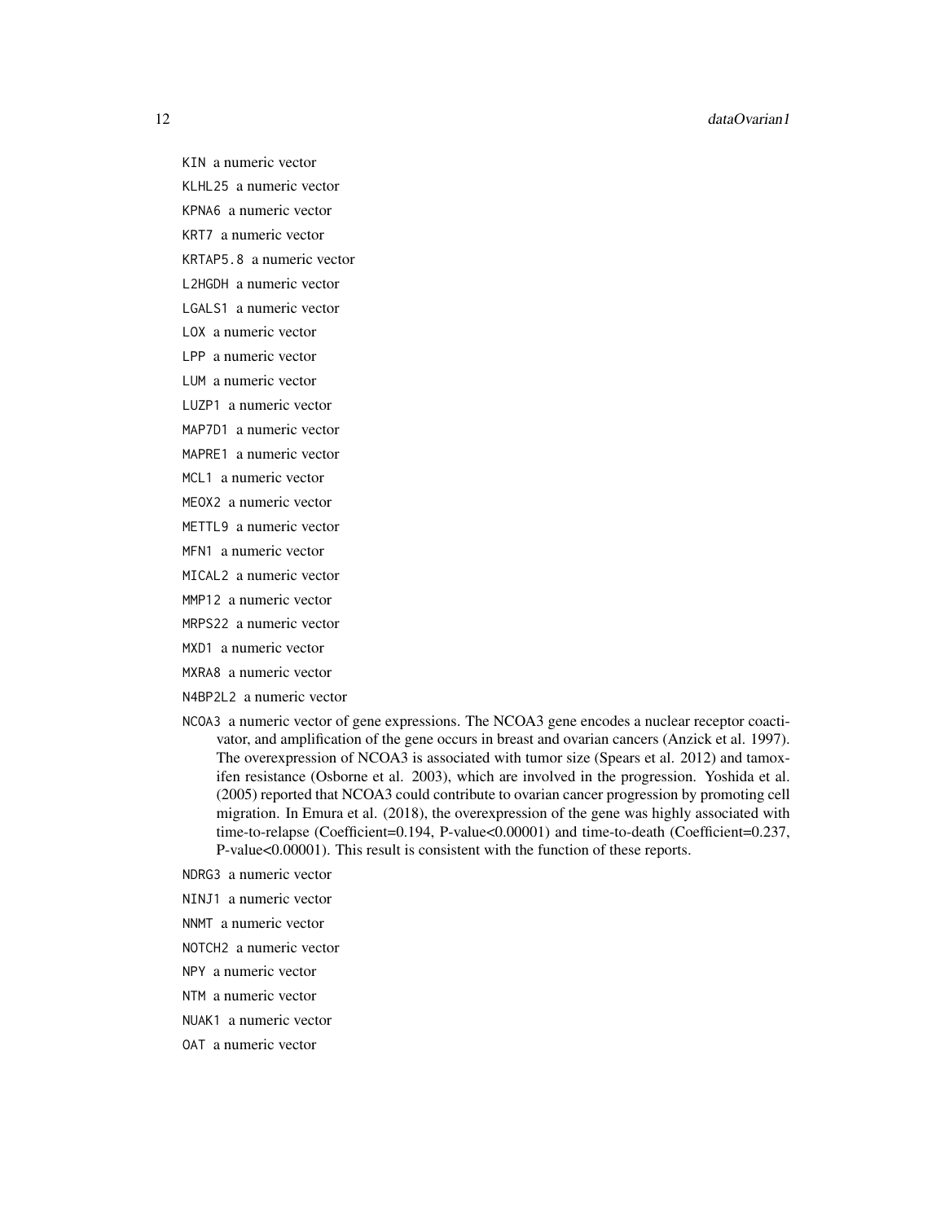KIN a numeric vector

KLHL25 a numeric vector

KPNA6 a numeric vector

KRT7 a numeric vector

KRTAP5.8 a numeric vector

L2HGDH a numeric vector

LGALS1 a numeric vector

LOX a numeric vector

LPP a numeric vector

LUM a numeric vector

LUZP1 a numeric vector

MAP7D1 a numeric vector

MAPRE1 a numeric vector

MCL1 a numeric vector

MEOX2 a numeric vector

METTL9 a numeric vector

MFN1 a numeric vector

MICAL2 a numeric vector

MMP12 a numeric vector

MRPS22 a numeric vector

MXD1 a numeric vector

MXRA8 a numeric vector

N4BP2L2 a numeric vector

NCOA3 a numeric vector of gene expressions. The NCOA3 gene encodes a nuclear receptor coactivator, and amplification of the gene occurs in breast and ovarian cancers (Anzick et al. 1997). The overexpression of NCOA3 is associated with tumor size (Spears et al. 2012) and tamoxifen resistance (Osborne et al. 2003), which are involved in the progression. Yoshida et al. (2005) reported that NCOA3 could contribute to ovarian cancer progression by promoting cell migration. In Emura et al. (2018), the overexpression of the gene was highly associated with time-to-relapse (Coefficient=0.194, P-value<0.00001) and time-to-death (Coefficient=0.237, P-value<0.00001). This result is consistent with the function of these reports.

NDRG3 a numeric vector

NINJ1 a numeric vector

NNMT a numeric vector

NOTCH2 a numeric vector

NPY a numeric vector

NTM a numeric vector

NUAK1 a numeric vector

OAT a numeric vector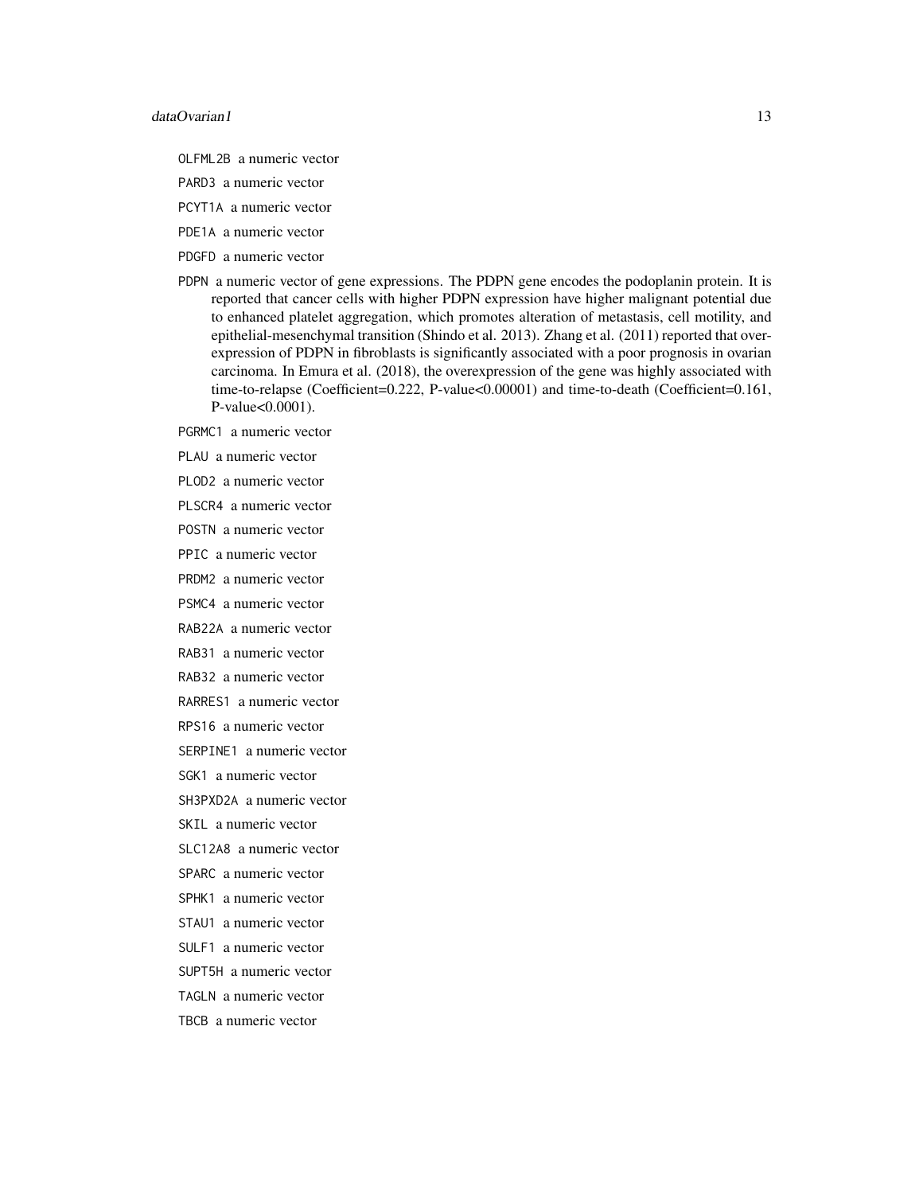`OLFML2B` a numeric vector

`PARD3` a numeric vector

`PCYT1A` a numeric vector

`PDE1A` a numeric vector

`PDGFD` a numeric vector

`PDPN` a numeric vector of gene expressions. The PDPN gene encodes the podoplanin protein. It is reported that cancer cells with higher PDPN expression have higher malignant potential due to enhanced platelet aggregation, which promotes alteration of metastasis, cell motility, and epithelial-mesenchymal transition (Shindo et al. 2013). Zhang et al. (2011) reported that overexpression of PDPN in fibroblasts is significantly associated with a poor prognosis in ovarian carcinoma. In Emura et al. (2018), the overexpression of the gene was highly associated with time-to-relapse (Coefficient=0.222, P-value<0.00001) and time-to-death (Coefficient=0.161, P-value<0.0001).

`PGRMC1` a numeric vector

`PLAU` a numeric vector

`PLOD2` a numeric vector

`PLSCR4` a numeric vector

`POSTN` a numeric vector

`PPIC` a numeric vector

`PRDM2` a numeric vector

`PSMC4` a numeric vector

`RAB22A` a numeric vector

`RAB31` a numeric vector

`RAB32` a numeric vector

`RARRES1` a numeric vector

`RPS16` a numeric vector

`SERPINE1` a numeric vector

`SGK1` a numeric vector

`SH3PXD2A` a numeric vector

`SKIL` a numeric vector

`SLC12A8` a numeric vector

`SPARC` a numeric vector

`SPHK1` a numeric vector

`STAU1` a numeric vector

`SULF1` a numeric vector

`SUPT5H` a numeric vector

`TAGLN` a numeric vector

`TBCB` a numeric vector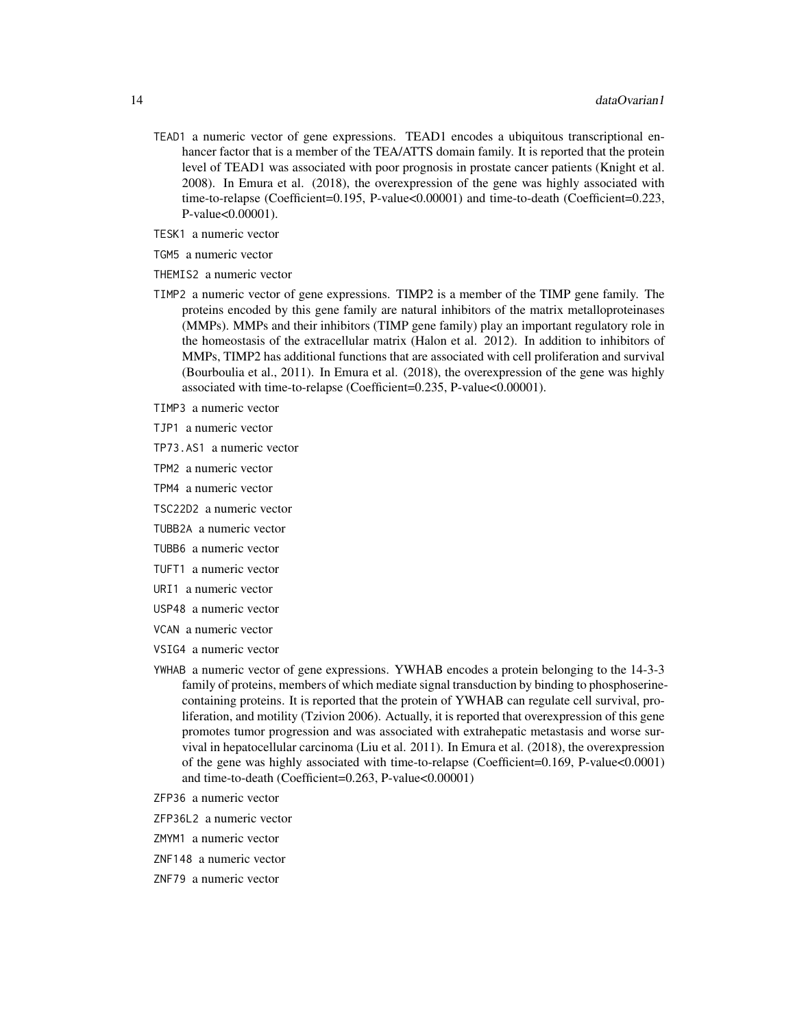TEAD1 a numeric vector of gene expressions. TEAD1 encodes a ubiquitous transcriptional enhancer factor that is a member of the TEA/ATTS domain family. It is reported that the protein level of TEAD1 was associated with poor prognosis in prostate cancer patients (Knight et al. 2008). In Emura et al. (2018), the overexpression of the gene was highly associated with time-to-relapse (Coefficient=0.195, P-value<0.00001) and time-to-death (Coefficient=0.223, P-value<0.00001).

TESK1 a numeric vector

TGM5 a numeric vector

THEMIS2 a numeric vector

TIMP2 a numeric vector of gene expressions. TIMP2 is a member of the TIMP gene family. The proteins encoded by this gene family are natural inhibitors of the matrix metalloproteinases (MMPs). MMPs and their inhibitors (TIMP gene family) play an important regulatory role in the homeostasis of the extracellular matrix (Halon et al. 2012). In addition to inhibitors of MMPs, TIMP2 has additional functions that are associated with cell proliferation and survival (Bourboulia et al., 2011). In Emura et al. (2018), the overexpression of the gene was highly associated with time-to-relapse (Coefficient=0.235, P-value<0.00001).

TIMP3 a numeric vector

TJP1 a numeric vector

TP73.AS1 a numeric vector

TPM2 a numeric vector

TPM4 a numeric vector

TSC22D2 a numeric vector

TUBB2A a numeric vector

TUBB6 a numeric vector

TUFT1 a numeric vector

URI1 a numeric vector

USP48 a numeric vector

VCAN a numeric vector

VSIG4 a numeric vector

YWHAB a numeric vector of gene expressions. YWHAB encodes a protein belonging to the 14-3-3 family of proteins, members of which mediate signal transduction by binding to phosphoserine-containing proteins. It is reported that the protein of YWHAB can regulate cell survival, proliferation, and motility (Tzivion 2006). Actually, it is reported that overexpression of this gene promotes tumor progression and was associated with extrahepatic metastasis and worse survival in hepatocellular carcinoma (Liu et al. 2011). In Emura et al. (2018), the overexpression of the gene was highly associated with time-to-relapse (Coefficient=0.169, P-value<0.0001) and time-to-death (Coefficient=0.263, P-value<0.00001)

ZFP36 a numeric vector

ZFP36L2 a numeric vector

ZMYM1 a numeric vector

ZNF148 a numeric vector

ZNF79 a numeric vector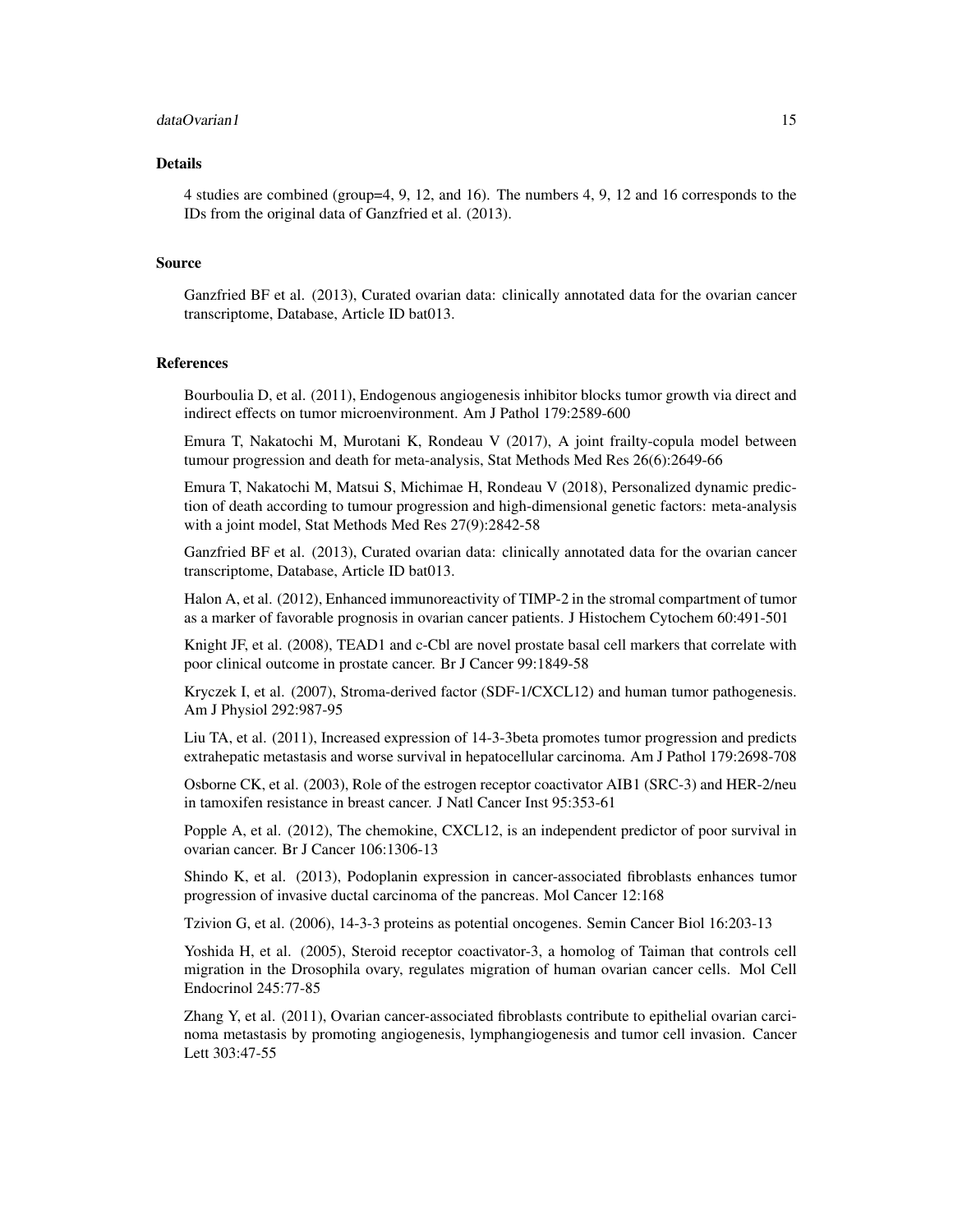### Details

4 studies are combined (group=4, 9, 12, and 16). The numbers 4, 9, 12 and 16 corresponds to the IDs from the original data of Ganzfried et al. (2013).

### Source

Ganzfried BF et al. (2013), Curated ovarian data: clinically annotated data for the ovarian cancer transcriptome, Database, Article ID bat013.

### References

Bourboulia D, et al. (2011), Endogenous angiogenesis inhibitor blocks tumor growth via direct and indirect effects on tumor microenvironment. Am J Pathol 179:2589-600

Emura T, Nakatochi M, Murotani K, Rondeau V (2017), A joint frailty-copula model between tumour progression and death for meta-analysis, Stat Methods Med Res 26(6):2649-66

Emura T, Nakatochi M, Matsui S, Michimae H, Rondeau V (2018), Personalized dynamic prediction of death according to tumour progression and high-dimensional genetic factors: meta-analysis with a joint model, Stat Methods Med Res 27(9):2842-58

Ganzfried BF et al. (2013), Curated ovarian data: clinically annotated data for the ovarian cancer transcriptome, Database, Article ID bat013.

Halon A, et al. (2012), Enhanced immunoreactivity of TIMP-2 in the stromal compartment of tumor as a marker of favorable prognosis in ovarian cancer patients. J Histochem Cytochem 60:491-501

Knight JF, et al. (2008), TEAD1 and c-Cbl are novel prostate basal cell markers that correlate with poor clinical outcome in prostate cancer. Br J Cancer 99:1849-58

Kryczek I, et al. (2007), Stroma-derived factor (SDF-1/CXCL12) and human tumor pathogenesis. Am J Physiol 292:987-95

Liu TA, et al. (2011), Increased expression of 14-3-3beta promotes tumor progression and predicts extrahepatic metastasis and worse survival in hepatocellular carcinoma. Am J Pathol 179:2698-708

Osborne CK, et al. (2003), Role of the estrogen receptor coactivator AIB1 (SRC-3) and HER-2/neu in tamoxifen resistance in breast cancer. J Natl Cancer Inst 95:353-61

Popple A, et al. (2012), The chemokine, CXCL12, is an independent predictor of poor survival in ovarian cancer. Br J Cancer 106:1306-13

Shindo K, et al. (2013), Podoplanin expression in cancer-associated fibroblasts enhances tumor progression of invasive ductal carcinoma of the pancreas. Mol Cancer 12:168

Tzivion G, et al. (2006), 14-3-3 proteins as potential oncogenes. Semin Cancer Biol 16:203-13

Yoshida H, et al. (2005), Steroid receptor coactivator-3, a homolog of Taiman that controls cell migration in the Drosophila ovary, regulates migration of human ovarian cancer cells. Mol Cell Endocrinol 245:77-85

Zhang Y, et al. (2011), Ovarian cancer-associated fibroblasts contribute to epithelial ovarian carcinoma metastasis by promoting angiogenesis, lymphangiogenesis and tumor cell invasion. Cancer Lett 303:47-55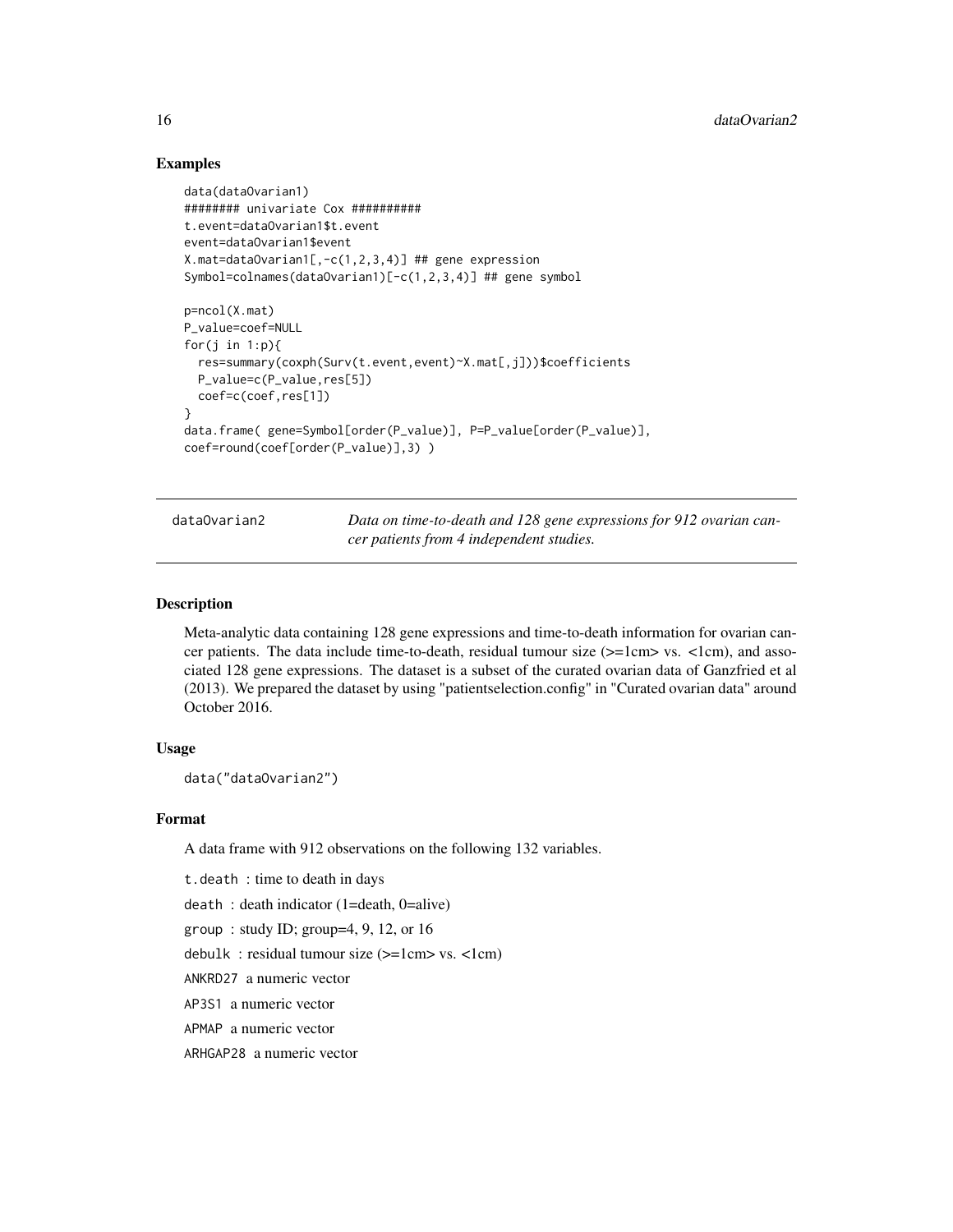### Examples

```
data(dataOvarian1)
######## univariate Cox ##########
t.event=dataOvarian1$t.event
event=dataOvarian1$event
X.mat=dataOvarian1[,-c(1,2,3,4)] ## gene expression
Symbol=colnames(dataOvarian1)[-c(1,2,3,4)] ## gene symbol

p=ncol(X.mat)
P_value=coef=NULL
for(j in 1:p){
  res=summary(coxph(Surv(t.event,event)~X.mat[,j]))$coefficients
  P_value=c(P_value,res[5])
  coef=c(coef,res[1])
}
data.frame( gene=Symbol[order(P_value)], P=P_value[order(P_value)],
coef=round(coef[order(P_value)],3) )
```

---

## dataOvarian2

*Data on time-to-death and 128 gene expressions for 912 ovarian cancer patients from 4 independent studies.*

---

### Description

Meta-analytic data containing 128 gene expressions and time-to-death information for ovarian cancer patients. The data include time-to-death, residual tumour size (>=1cm> vs. <1cm), and associated 128 gene expressions. The dataset is a subset of the curated ovarian data of Ganzfried et al (2013). We prepared the dataset by using "patientselection.config" in "Curated ovarian data" around October 2016.

### Usage

```
data("dataOvarian2")
```

### Format

A data frame with 912 observations on the following 132 variables.

`t.death` : time to death in days

`death` : death indicator (1=death, 0=alive)

`group` : study ID; group=4, 9, 12, or 16

`debulk` : residual tumour size (>=1cm> vs. <1cm)

`ANKRD27` a numeric vector

`AP3S1` a numeric vector

`APMAP` a numeric vector

`ARHGAP28` a numeric vector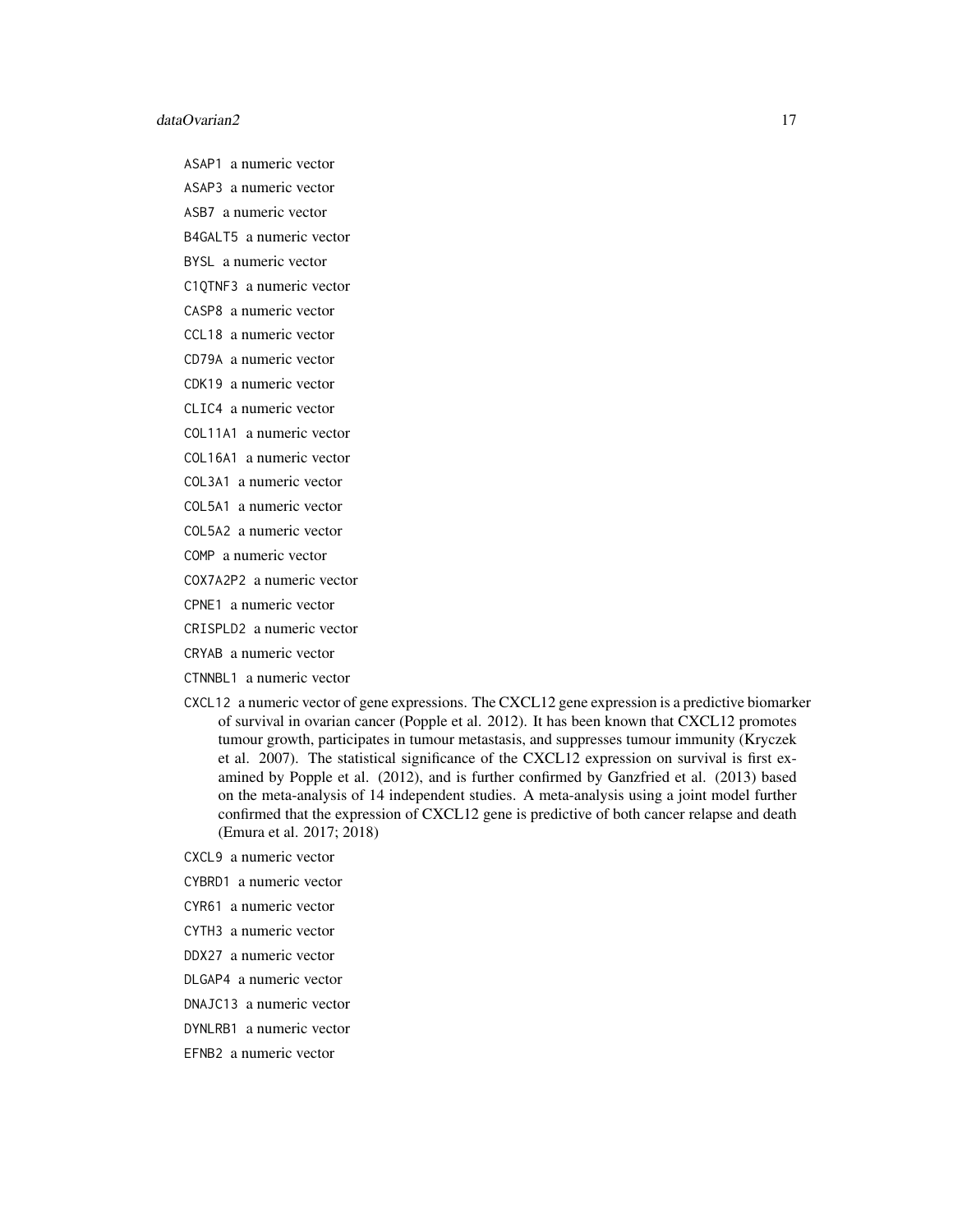`ASAP1` a numeric vector

`ASAP3` a numeric vector

`ASB7` a numeric vector

`B4GALT5` a numeric vector

`BYSL` a numeric vector

`C1QTNF3` a numeric vector

`CASP8` a numeric vector

`CCL18` a numeric vector

`CD79A` a numeric vector

`CDK19` a numeric vector

`CLIC4` a numeric vector

`COL11A1` a numeric vector

`COL16A1` a numeric vector

`COL3A1` a numeric vector

`COL5A1` a numeric vector

`COL5A2` a numeric vector

`COMP` a numeric vector

`COX7A2P2` a numeric vector

`CPNE1` a numeric vector

`CRISPLD2` a numeric vector

`CRYAB` a numeric vector

`CTNNBL1` a numeric vector

`CXCL12` a numeric vector of gene expressions. The CXCL12 gene expression is a predictive biomarker of survival in ovarian cancer (Popple et al. 2012). It has been known that CXCL12 promotes tumour growth, participates in tumour metastasis, and suppresses tumour immunity (Kryczek et al. 2007). The statistical significance of the CXCL12 expression on survival is first examined by Popple et al. (2012), and is further confirmed by Ganzfried et al. (2013) based on the meta-analysis of 14 independent studies. A meta-analysis using a joint model further confirmed that the expression of CXCL12 gene is predictive of both cancer relapse and death (Emura et al. 2017; 2018)

`CXCL9` a numeric vector

`CYBRD1` a numeric vector

`CYR61` a numeric vector

`CYTH3` a numeric vector

`DDX27` a numeric vector

`DLGAP4` a numeric vector

`DNAJC13` a numeric vector

`DYNLRB1` a numeric vector

`EFNB2` a numeric vector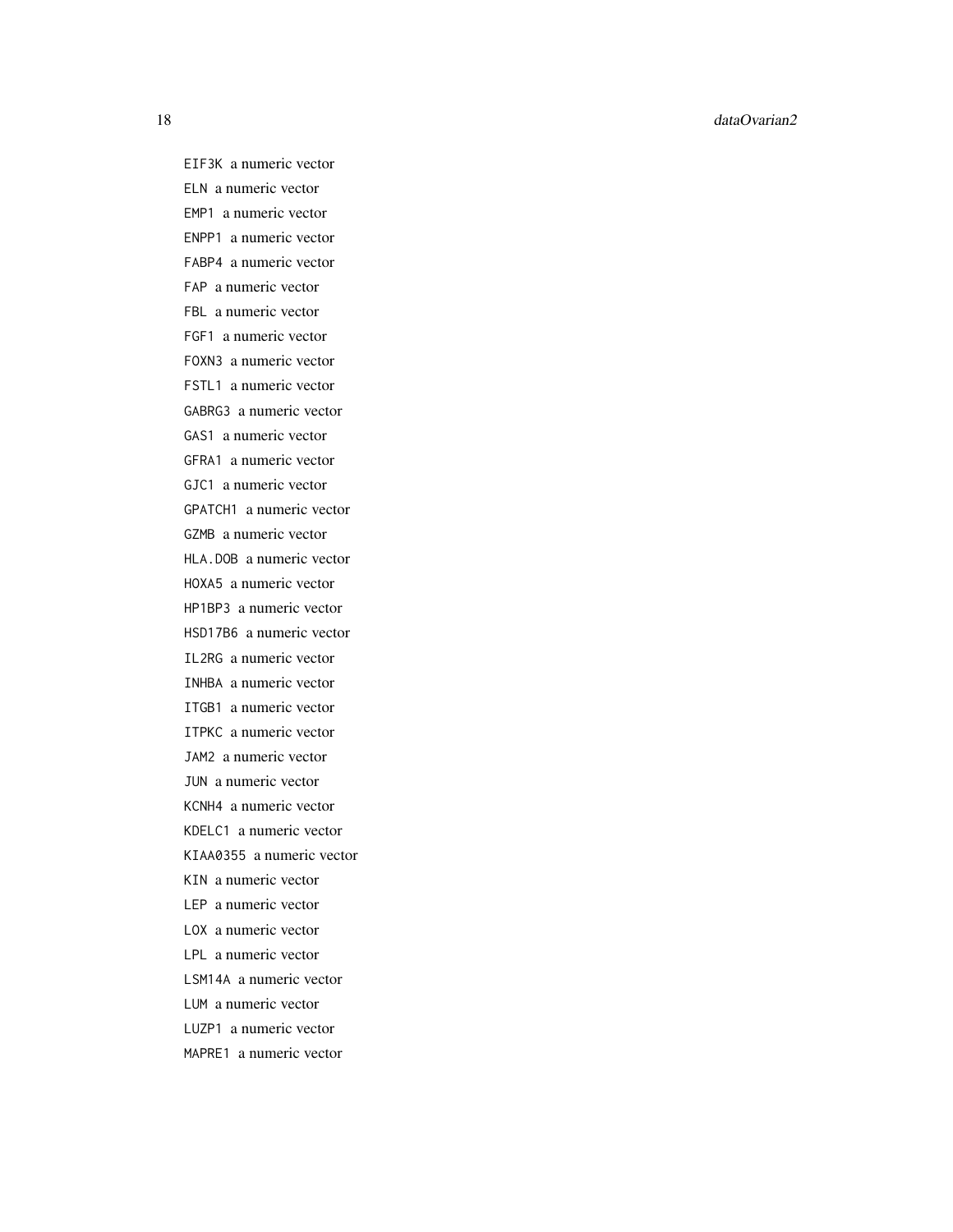EIF3K a numeric vector

ELN a numeric vector

EMP1 a numeric vector

ENPP1 a numeric vector

FABP4 a numeric vector

FAP a numeric vector

FBL a numeric vector

FGF1 a numeric vector

FOXN3 a numeric vector

FSTL1 a numeric vector

GABRG3 a numeric vector

GAS1 a numeric vector

GFRA1 a numeric vector

GJC1 a numeric vector

GPATCH1 a numeric vector

GZMB a numeric vector

HLA.DOB a numeric vector

HOXA5 a numeric vector

HP1BP3 a numeric vector

HSD17B6 a numeric vector

IL2RG a numeric vector

INHBA a numeric vector

ITGB1 a numeric vector

ITPKC a numeric vector

JAM2 a numeric vector

JUN a numeric vector

KCNH4 a numeric vector

KDELC1 a numeric vector

KIAA0355 a numeric vector

KIN a numeric vector

LEP a numeric vector

LOX a numeric vector

LPL a numeric vector

LSM14A a numeric vector

LUM a numeric vector

LUZP1 a numeric vector

MAPRE1 a numeric vector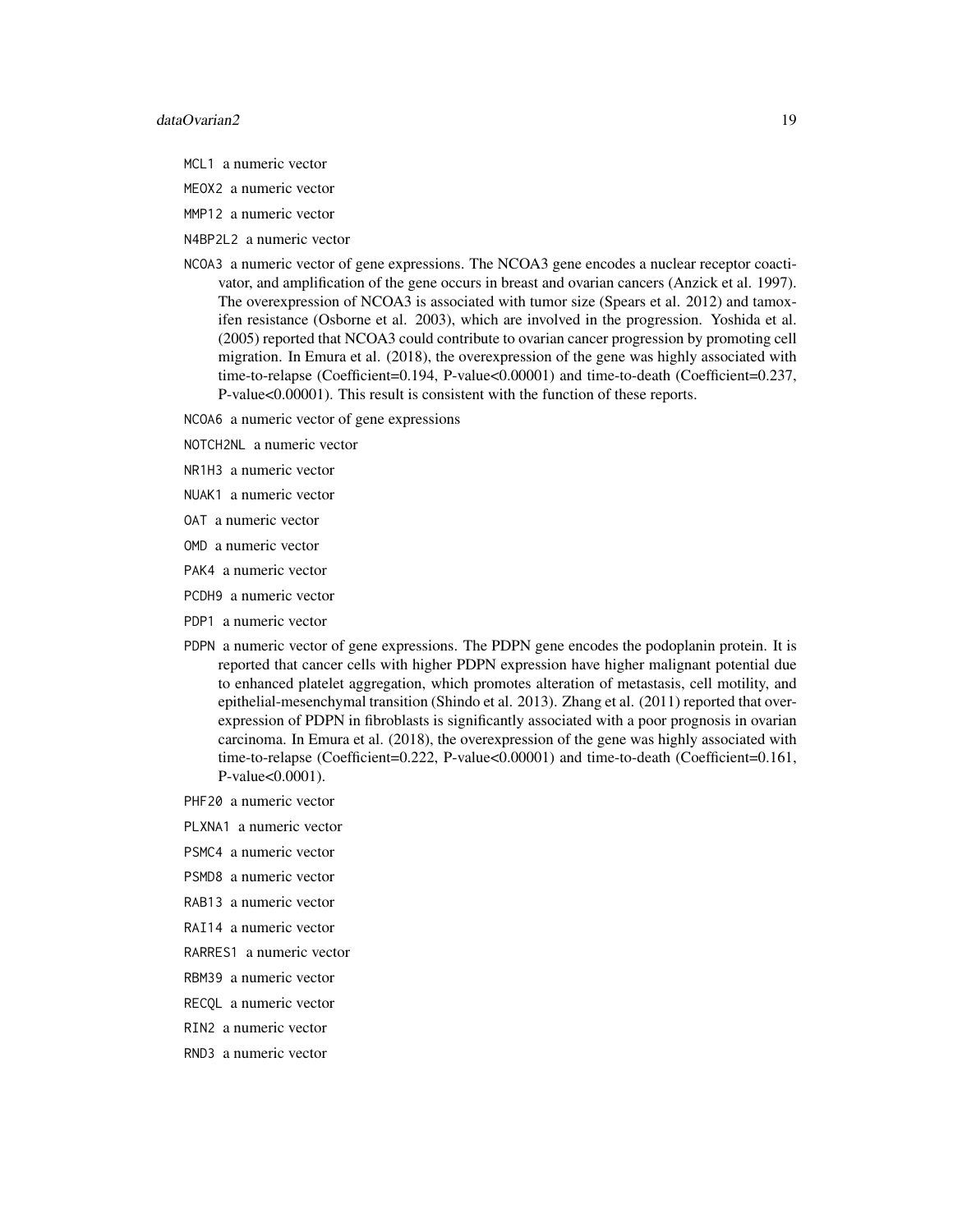MCL1 a numeric vector

MEOX2 a numeric vector

MMP12 a numeric vector

N4BP2L2 a numeric vector

NCOA3 a numeric vector of gene expressions. The NCOA3 gene encodes a nuclear receptor coactivator, and amplification of the gene occurs in breast and ovarian cancers (Anzick et al. 1997). The overexpression of NCOA3 is associated with tumor size (Spears et al. 2012) and tamoxifen resistance (Osborne et al. 2003), which are involved in the progression. Yoshida et al. (2005) reported that NCOA3 could contribute to ovarian cancer progression by promoting cell migration. In Emura et al. (2018), the overexpression of the gene was highly associated with time-to-relapse (Coefficient=0.194, P-value<0.00001) and time-to-death (Coefficient=0.237, P-value<0.00001). This result is consistent with the function of these reports.

NCOA6 a numeric vector of gene expressions

NOTCH2NL a numeric vector

NR1H3 a numeric vector

NUAK1 a numeric vector

OAT a numeric vector

OMD a numeric vector

PAK4 a numeric vector

PCDH9 a numeric vector

PDP1 a numeric vector

PDPN a numeric vector of gene expressions. The PDPN gene encodes the podoplanin protein. It is reported that cancer cells with higher PDPN expression have higher malignant potential due to enhanced platelet aggregation, which promotes alteration of metastasis, cell motility, and epithelial-mesenchymal transition (Shindo et al. 2013). Zhang et al. (2011) reported that overexpression of PDPN in fibroblasts is significantly associated with a poor prognosis in ovarian carcinoma. In Emura et al. (2018), the overexpression of the gene was highly associated with time-to-relapse (Coefficient=0.222, P-value<0.00001) and time-to-death (Coefficient=0.161, P-value<0.0001).

PHF20 a numeric vector

PLXNA1 a numeric vector

PSMC4 a numeric vector

PSMD8 a numeric vector

RAB13 a numeric vector

RAI14 a numeric vector

RARRES1 a numeric vector

RBM39 a numeric vector

RECQL a numeric vector

RIN2 a numeric vector

RND3 a numeric vector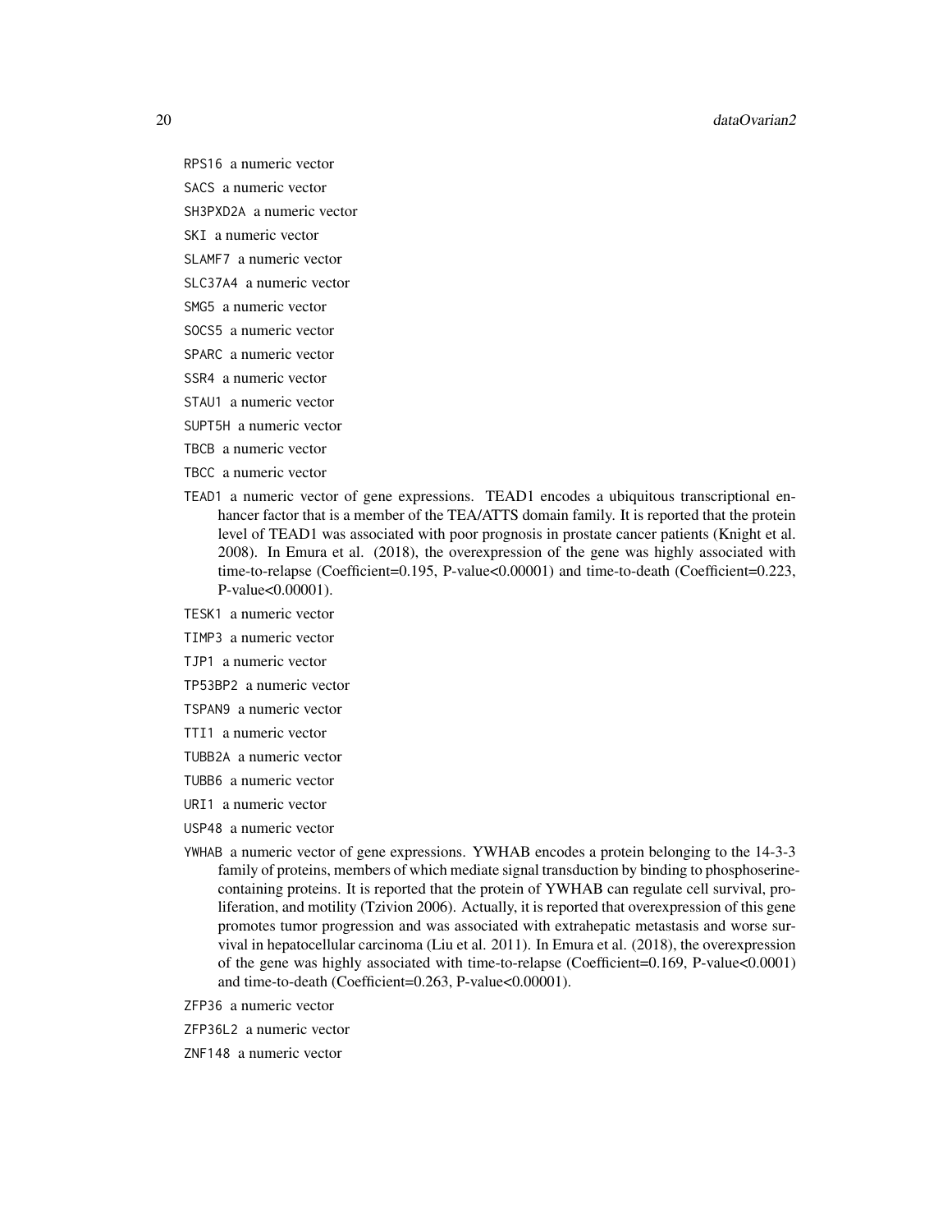`RPS16` a numeric vector

`SACS` a numeric vector

`SH3PXD2A` a numeric vector

`SKI` a numeric vector

`SLAMF7` a numeric vector

`SLC37A4` a numeric vector

`SMG5` a numeric vector

`SOCS5` a numeric vector

`SPARC` a numeric vector

`SSR4` a numeric vector

`STAU1` a numeric vector

`SUPT5H` a numeric vector

`TBCB` a numeric vector

`TBCC` a numeric vector

`TEAD1` a numeric vector of gene expressions. TEAD1 encodes a ubiquitous transcriptional enhancer factor that is a member of the TEA/ATTS domain family. It is reported that the protein level of TEAD1 was associated with poor prognosis in prostate cancer patients (Knight et al. 2008). In Emura et al. (2018), the overexpression of the gene was highly associated with time-to-relapse (Coefficient=0.195, P-value<0.00001) and time-to-death (Coefficient=0.223, P-value<0.00001).

`TESK1` a numeric vector

`TIMP3` a numeric vector

`TJP1` a numeric vector

`TP53BP2` a numeric vector

`TSPAN9` a numeric vector

`TTI1` a numeric vector

`TUBB2A` a numeric vector

`TUBB6` a numeric vector

`URI1` a numeric vector

`USP48` a numeric vector

`YWHAB` a numeric vector of gene expressions. YWHAB encodes a protein belonging to the 14-3-3 family of proteins, members of which mediate signal transduction by binding to phosphoserine-containing proteins. It is reported that the protein of YWHAB can regulate cell survival, proliferation, and motility (Tzivion 2006). Actually, it is reported that overexpression of this gene promotes tumor progression and was associated with extrahepatic metastasis and worse survival in hepatocellular carcinoma (Liu et al. 2011). In Emura et al. (2018), the overexpression of the gene was highly associated with time-to-relapse (Coefficient=0.169, P-value<0.0001) and time-to-death (Coefficient=0.263, P-value<0.00001).

`ZFP36` a numeric vector

`ZFP36L2` a numeric vector

`ZNF148` a numeric vector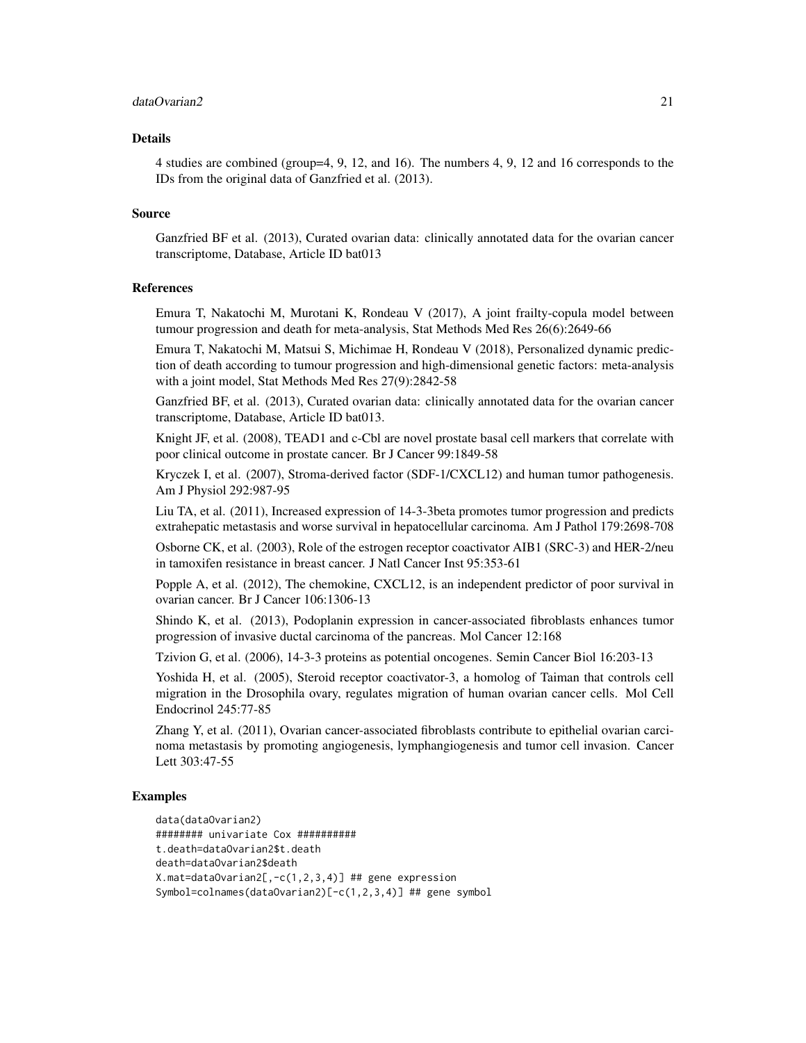## Details

4 studies are combined (group=4, 9, 12, and 16). The numbers 4, 9, 12 and 16 corresponds to the IDs from the original data of Ganzfried et al. (2013).

## Source

Ganzfried BF et al. (2013), Curated ovarian data: clinically annotated data for the ovarian cancer transcriptome, Database, Article ID bat013

## References

Emura T, Nakatochi M, Murotani K, Rondeau V (2017), A joint frailty-copula model between tumour progression and death for meta-analysis, Stat Methods Med Res 26(6):2649-66

Emura T, Nakatochi M, Matsui S, Michimae H, Rondeau V (2018), Personalized dynamic prediction of death according to tumour progression and high-dimensional genetic factors: meta-analysis with a joint model, Stat Methods Med Res 27(9):2842-58

Ganzfried BF, et al. (2013), Curated ovarian data: clinically annotated data for the ovarian cancer transcriptome, Database, Article ID bat013.

Knight JF, et al. (2008), TEAD1 and c-Cbl are novel prostate basal cell markers that correlate with poor clinical outcome in prostate cancer. Br J Cancer 99:1849-58

Kryczek I, et al. (2007), Stroma-derived factor (SDF-1/CXCL12) and human tumor pathogenesis. Am J Physiol 292:987-95

Liu TA, et al. (2011), Increased expression of 14-3-3beta promotes tumor progression and predicts extrahepatic metastasis and worse survival in hepatocellular carcinoma. Am J Pathol 179:2698-708

Osborne CK, et al. (2003), Role of the estrogen receptor coactivator AIB1 (SRC-3) and HER-2/neu in tamoxifen resistance in breast cancer. J Natl Cancer Inst 95:353-61

Popple A, et al. (2012), The chemokine, CXCL12, is an independent predictor of poor survival in ovarian cancer. Br J Cancer 106:1306-13

Shindo K, et al. (2013), Podoplanin expression in cancer-associated fibroblasts enhances tumor progression of invasive ductal carcinoma of the pancreas. Mol Cancer 12:168

Tzivion G, et al. (2006), 14-3-3 proteins as potential oncogenes. Semin Cancer Biol 16:203-13

Yoshida H, et al. (2005), Steroid receptor coactivator-3, a homolog of Taiman that controls cell migration in the Drosophila ovary, regulates migration of human ovarian cancer cells. Mol Cell Endocrinol 245:77-85

Zhang Y, et al. (2011), Ovarian cancer-associated fibroblasts contribute to epithelial ovarian carcinoma metastasis by promoting angiogenesis, lymphangiogenesis and tumor cell invasion. Cancer Lett 303:47-55

## Examples

```
data(dataOvarian2)
######## univariate Cox ##########
t.death=dataOvarian2$t.death
death=dataOvarian2$death
X.mat=dataOvarian2[,-c(1,2,3,4)] ## gene expression
Symbol=colnames(dataOvarian2)[-c(1,2,3,4)] ## gene symbol
```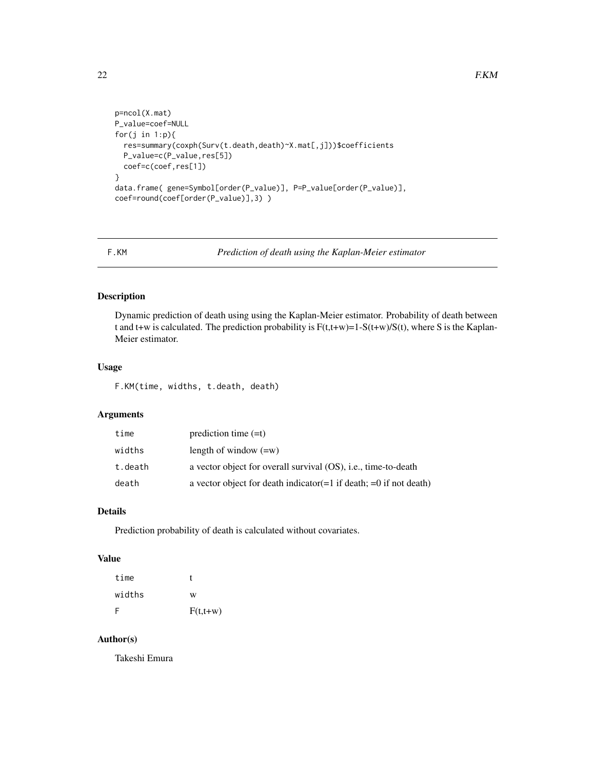```
p=ncol(X.mat)
P_value=coef=NULL
for(j in 1:p){
  res=summary(coxph(Surv(t.death,death)~X.mat[,j]))$coefficients
  P_value=c(P_value,res[5])
  coef=c(coef,res[1])
}
data.frame( gene=Symbol[order(P_value)], P=P_value[order(P_value)],
coef=round(coef[order(P_value)],3) )
```

---

## F.KM *Prediction of death using the Kaplan-Meier estimator*

---

### Description

Dynamic prediction of death using using the Kaplan-Meier estimator. Probability of death between t and t+w is calculated. The prediction probability is F(t,t+w)=1-S(t+w)/S(t), where S is the Kaplan-Meier estimator.

### Usage

```
F.KM(time, widths, t.death, death)
```

### Arguments

| | |
|---|---|
| `time` | prediction time (=t) |
| `widths` | length of window (=w) |
| `t.death` | a vector object for overall survival (OS), i.e., time-to-death |
| `death` | a vector object for death indicator(=1 if death; =0 if not death) |

### Details

Prediction probability of death is calculated without covariates.

### Value

| | |
|---|---|
| `time` | t |
| `widths` | w |
| `F` | F(t,t+w) |

### Author(s)

Takeshi Emura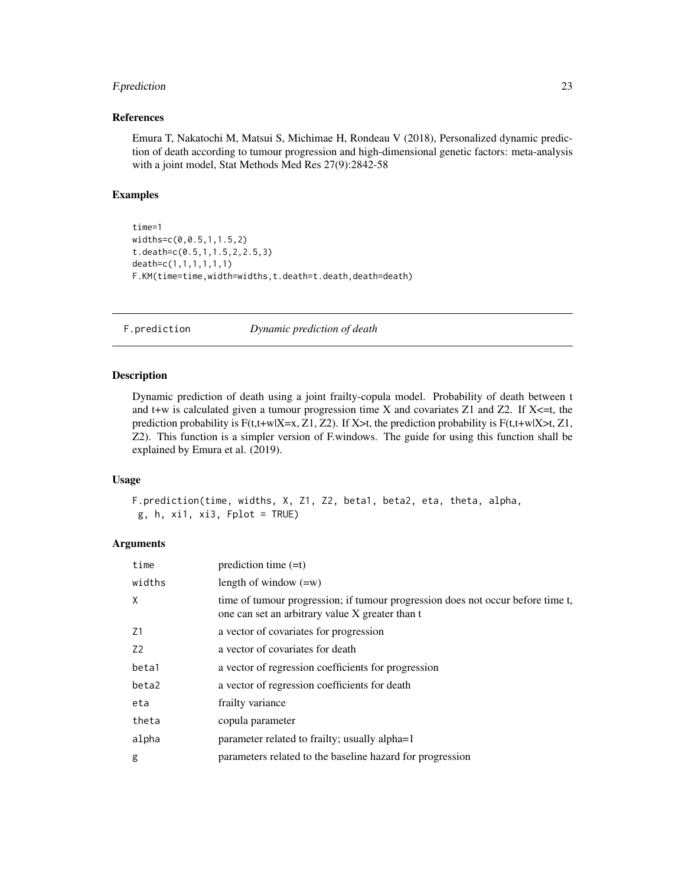### References

Emura T, Nakatochi M, Matsui S, Michimae H, Rondeau V (2018), Personalized dynamic prediction of death according to tumour progression and high-dimensional genetic factors: meta-analysis with a joint model, Stat Methods Med Res 27(9):2842-58

### Examples

```
time=1
widths=c(0,0.5,1,1.5,2)
t.death=c(0.5,1,1.5,2,2.5,3)
death=c(1,1,1,1,1,1)
F.KM(time=time,width=widths,t.death=t.death,death=death)
```

---

## F.prediction *Dynamic prediction of death*

---

### Description

Dynamic prediction of death using a joint frailty-copula model. Probability of death between t and t+w is calculated given a tumour progression time X and covariates Z1 and Z2. If X<=t, the prediction probability is F(t,t+w|X=x, Z1, Z2). If X>t, the prediction probability is F(t,t+w|X>t, Z1, Z2). This function is a simpler version of F.windows. The guide for using this function shall be explained by Emura et al. (2019).

### Usage

```
F.prediction(time, widths, X, Z1, Z2, beta1, beta2, eta, theta, alpha,
 g, h, xi1, xi3, Fplot = TRUE)
```

### Arguments

| | |
|---|---|
| time | prediction time (=t) |
| widths | length of window (=w) |
| X | time of tumour progression; if tumour progression does not occur before time t, one can set an arbitrary value X greater than t |
| Z1 | a vector of covariates for progression |
| Z2 | a vector of covariates for death |
| beta1 | a vector of regression coefficients for progression |
| beta2 | a vector of regression coefficients for death |
| eta | frailty variance |
| theta | copula parameter |
| alpha | parameter related to frailty; usually alpha=1 |
| g | parameters related to the baseline hazard for progression |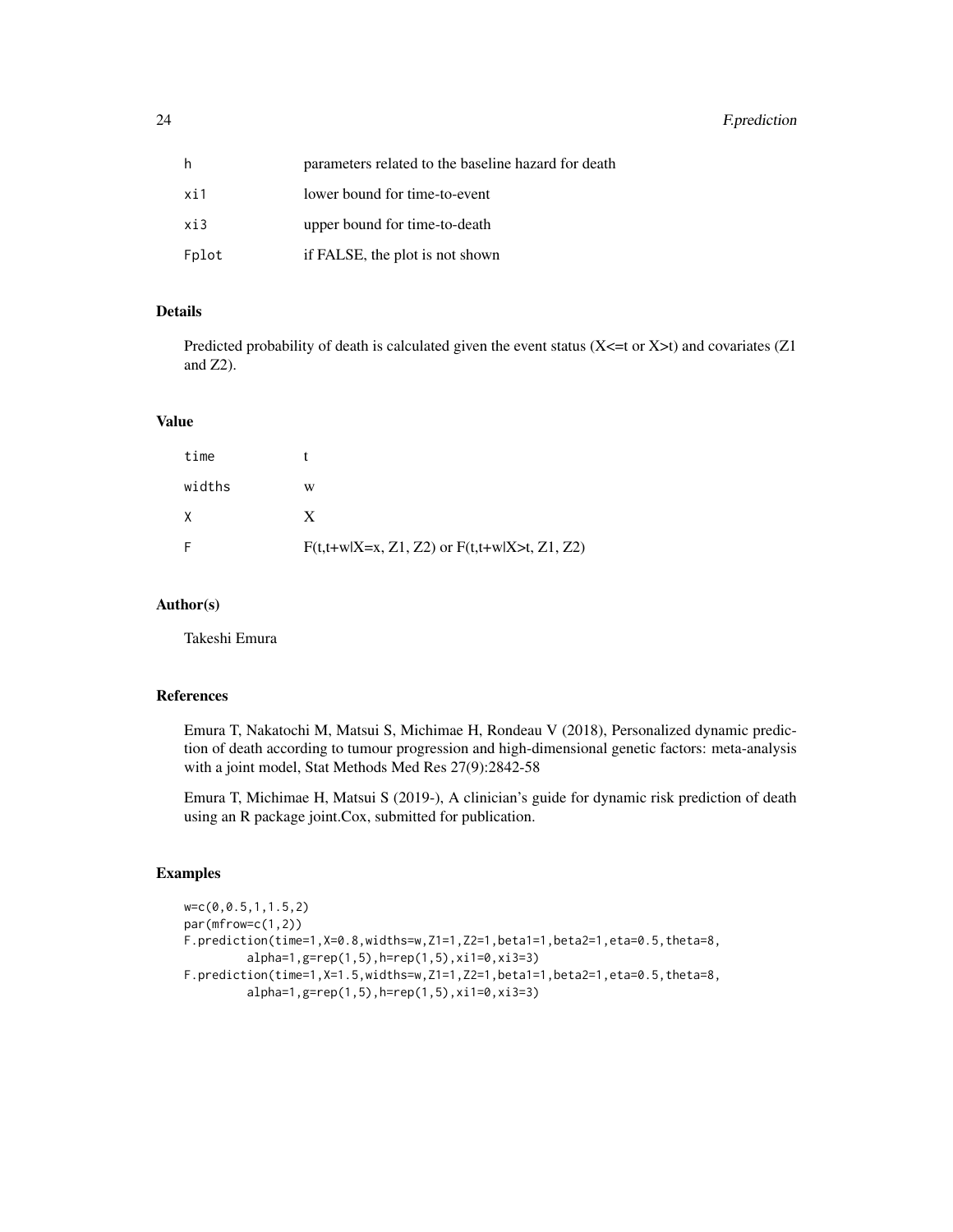| | |
|---|---|
| h | parameters related to the baseline hazard for death |
| xi1 | lower bound for time-to-event |
| xi3 | upper bound for time-to-death |
| Fplot | if FALSE, the plot is not shown |

## Details

Predicted probability of death is calculated given the event status (X<=t or X>t) and covariates (Z1 and Z2).

## Value

| | |
|---|---|
| time | t |
| widths | w |
| X | X |
| F | F(t,t+w\|X=x, Z1, Z2) or F(t,t+w\|X>t, Z1, Z2) |

## Author(s)

Takeshi Emura

## References

Emura T, Nakatochi M, Matsui S, Michimae H, Rondeau V (2018), Personalized dynamic prediction of death according to tumour progression and high-dimensional genetic factors: meta-analysis with a joint model, Stat Methods Med Res 27(9):2842-58

Emura T, Michimae H, Matsui S (2019-), A clinician's guide for dynamic risk prediction of death using an R package joint.Cox, submitted for publication.

## Examples

```
w=c(0,0.5,1,1.5,2)
par(mfrow=c(1,2))
F.prediction(time=1,X=0.8,widths=w,Z1=1,Z2=1,beta1=1,beta2=1,eta=0.5,theta=8,
        alpha=1,g=rep(1,5),h=rep(1,5),xi1=0,xi3=3)
F.prediction(time=1,X=1.5,widths=w,Z1=1,Z2=1,beta1=1,beta2=1,eta=0.5,theta=8,
        alpha=1,g=rep(1,5),h=rep(1,5),xi1=0,xi3=3)
```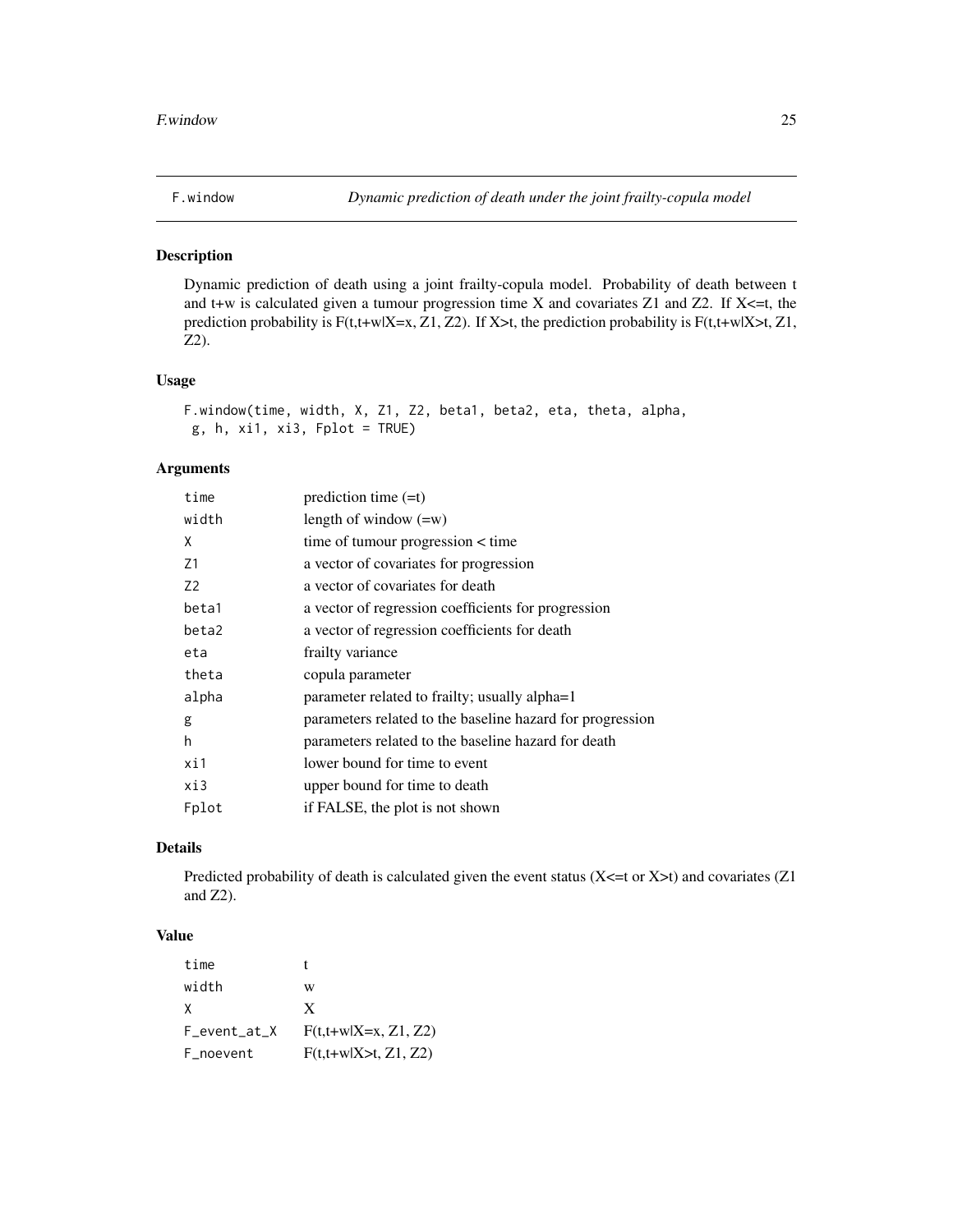## F.window *Dynamic prediction of death under the joint frailty-copula model*

### Description

Dynamic prediction of death using a joint frailty-copula model. Probability of death between t and t+w is calculated given a tumour progression time X and covariates Z1 and Z2. If X<=t, the prediction probability is F(t,t+w|X=x, Z1, Z2). If X>t, the prediction probability is F(t,t+w|X>t, Z1, Z2).

### Usage

```
F.window(time, width, X, Z1, Z2, beta1, beta2, eta, theta, alpha,
 g, h, xi1, xi3, Fplot = TRUE)
```

### Arguments

| | |
|---|---|
| time | prediction time (=t) |
| width | length of window (=w) |
| X | time of tumour progression < time |
| Z1 | a vector of covariates for progression |
| Z2 | a vector of covariates for death |
| beta1 | a vector of regression coefficients for progression |
| beta2 | a vector of regression coefficients for death |
| eta | frailty variance |
| theta | copula parameter |
| alpha | parameter related to frailty; usually alpha=1 |
| g | parameters related to the baseline hazard for progression |
| h | parameters related to the baseline hazard for death |
| xi1 | lower bound for time to event |
| xi3 | upper bound for time to death |
| Fplot | if FALSE, the plot is not shown |

### Details

Predicted probability of death is calculated given the event status (X<=t or X>t) and covariates (Z1 and Z2).

### Value

| | |
|---|---|
| time | t |
| width | w |
| X | X |
| F_event_at_X | F(t,t+w\|X=x, Z1, Z2) |
| F_noevent | F(t,t+w\|X>t, Z1, Z2) |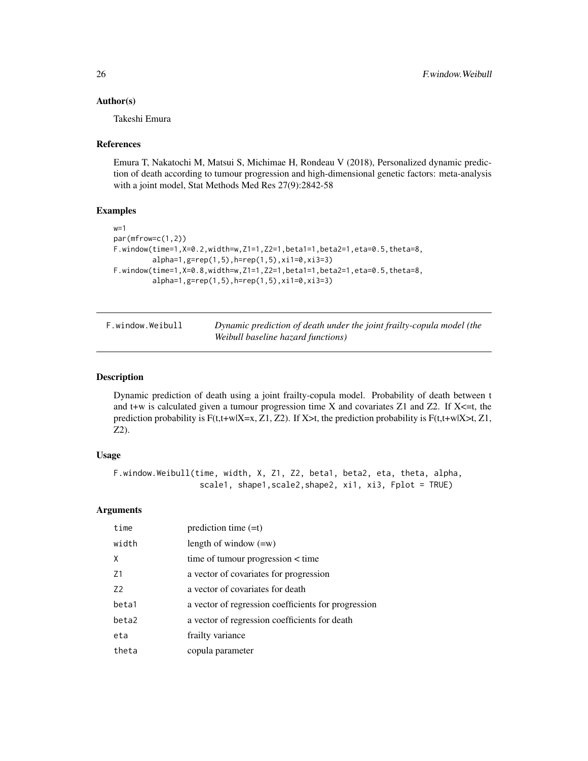### Author(s)

Takeshi Emura

### References

Emura T, Nakatochi M, Matsui S, Michimae H, Rondeau V (2018), Personalized dynamic prediction of death according to tumour progression and high-dimensional genetic factors: meta-analysis with a joint model, Stat Methods Med Res 27(9):2842-58

### Examples

```
w=1
par(mfrow=c(1,2))
F.window(time=1,X=0.2,width=w,Z1=1,Z2=1,beta1=1,beta2=1,eta=0.5,theta=8,
         alpha=1,g=rep(1,5),h=rep(1,5),xi1=0,xi3=3)
F.window(time=1,X=0.8,width=w,Z1=1,Z2=1,beta1=1,beta2=1,eta=0.5,theta=8,
         alpha=1,g=rep(1,5),h=rep(1,5),xi1=0,xi3=3)
```

---

## F.window.Weibull — *Dynamic prediction of death under the joint frailty-copula model (the Weibull baseline hazard functions)*

---

### Description

Dynamic prediction of death using a joint frailty-copula model. Probability of death between t and t+w is calculated given a tumour progression time X and covariates Z1 and Z2. If X<=t, the prediction probability is F(t,t+w|X=x, Z1, Z2). If X>t, the prediction probability is F(t,t+w|X>t, Z1, Z2).

### Usage

```
F.window.Weibull(time, width, X, Z1, Z2, beta1, beta2, eta, theta, alpha,
                 scale1, shape1,scale2,shape2, xi1, xi3, Fplot = TRUE)
```

### Arguments

| | |
|---|---|
| time | prediction time (=t) |
| width | length of window (=w) |
| X | time of tumour progression < time |
| Z1 | a vector of covariates for progression |
| Z2 | a vector of covariates for death |
| beta1 | a vector of regression coefficients for progression |
| beta2 | a vector of regression coefficients for death |
| eta | frailty variance |
| theta | copula parameter |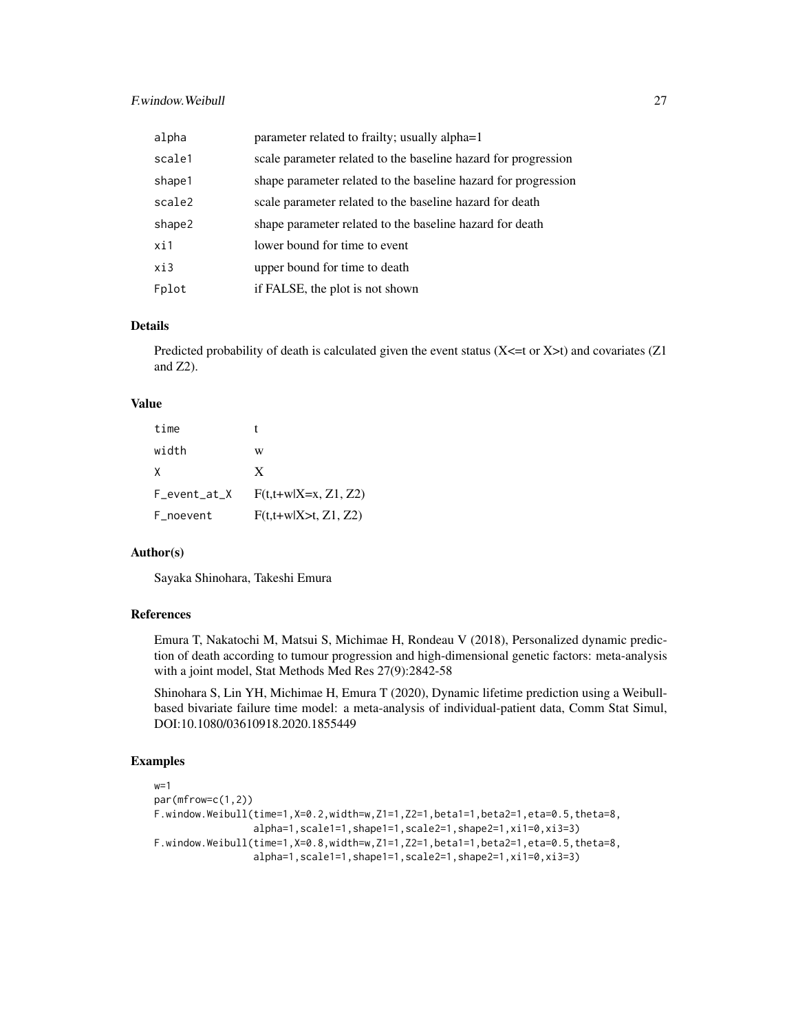| | |
|---|---|
| alpha | parameter related to frailty; usually alpha=1 |
| scale1 | scale parameter related to the baseline hazard for progression |
| shape1 | shape parameter related to the baseline hazard for progression |
| scale2 | scale parameter related to the baseline hazard for death |
| shape2 | shape parameter related to the baseline hazard for death |
| xi1 | lower bound for time to event |
| xi3 | upper bound for time to death |
| Fplot | if FALSE, the plot is not shown |

## Details

Predicted probability of death is calculated given the event status (X<=t or X>t) and covariates (Z1 and Z2).

## Value

| | |
|---|---|
| time | t |
| width | w |
| X | X |
| F_event_at_X | F(t,t+w\|X=x, Z1, Z2) |
| F_noevent | F(t,t+w\|X>t, Z1, Z2) |

## Author(s)

Sayaka Shinohara, Takeshi Emura

## References

Emura T, Nakatochi M, Matsui S, Michimae H, Rondeau V (2018), Personalized dynamic prediction of death according to tumour progression and high-dimensional genetic factors: meta-analysis with a joint model, Stat Methods Med Res 27(9):2842-58

Shinohara S, Lin YH, Michimae H, Emura T (2020), Dynamic lifetime prediction using a Weibull-based bivariate failure time model: a meta-analysis of individual-patient data, Comm Stat Simul, DOI:10.1080/03610918.2020.1855449

## Examples

```
w=1
par(mfrow=c(1,2))
F.window.Weibull(time=1,X=0.2,width=w,Z1=1,Z2=1,beta1=1,beta2=1,eta=0.5,theta=8,
                 alpha=1,scale1=1,shape1=1,scale2=1,shape2=1,xi1=0,xi3=3)
F.window.Weibull(time=1,X=0.8,width=w,Z1=1,Z2=1,beta1=1,beta2=1,eta=0.5,theta=8,
                 alpha=1,scale1=1,shape1=1,scale2=1,shape2=1,xi1=0,xi3=3)
```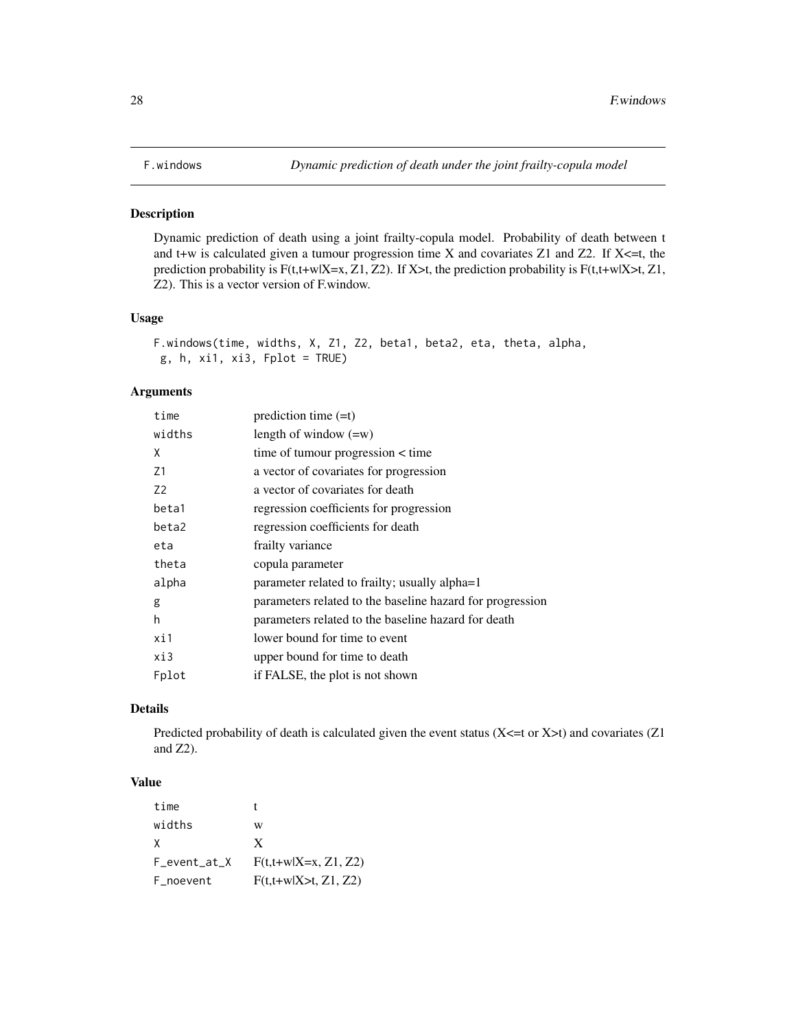## F.windows — *Dynamic prediction of death under the joint frailty-copula model*

### Description

Dynamic prediction of death using a joint frailty-copula model. Probability of death between t and t+w is calculated given a tumour progression time X and covariates Z1 and Z2. If X<=t, the prediction probability is F(t,t+w|X=x, Z1, Z2). If X>t, the prediction probability is F(t,t+w|X>t, Z1, Z2). This is a vector version of F.window.

### Usage

```
F.windows(time, widths, X, Z1, Z2, beta1, beta2, eta, theta, alpha,
 g, h, xi1, xi3, Fplot = TRUE)
```

### Arguments

| | |
|---|---|
| `time` | prediction time (=t) |
| `widths` | length of window (=w) |
| `X` | time of tumour progression < time |
| `Z1` | a vector of covariates for progression |
| `Z2` | a vector of covariates for death |
| `beta1` | regression coefficients for progression |
| `beta2` | regression coefficients for death |
| `eta` | frailty variance |
| `theta` | copula parameter |
| `alpha` | parameter related to frailty; usually alpha=1 |
| `g` | parameters related to the baseline hazard for progression |
| `h` | parameters related to the baseline hazard for death |
| `xi1` | lower bound for time to event |
| `xi3` | upper bound for time to death |
| `Fplot` | if FALSE, the plot is not shown |

### Details

Predicted probability of death is calculated given the event status (X<=t or X>t) and covariates (Z1 and Z2).

### Value

| | |
|---|---|
| `time` | t |
| `widths` | w |
| `X` | X |
| `F_event_at_X` | F(t,t+w|X=x, Z1, Z2) |
| `F_noevent` | F(t,t+w|X>t, Z1, Z2) |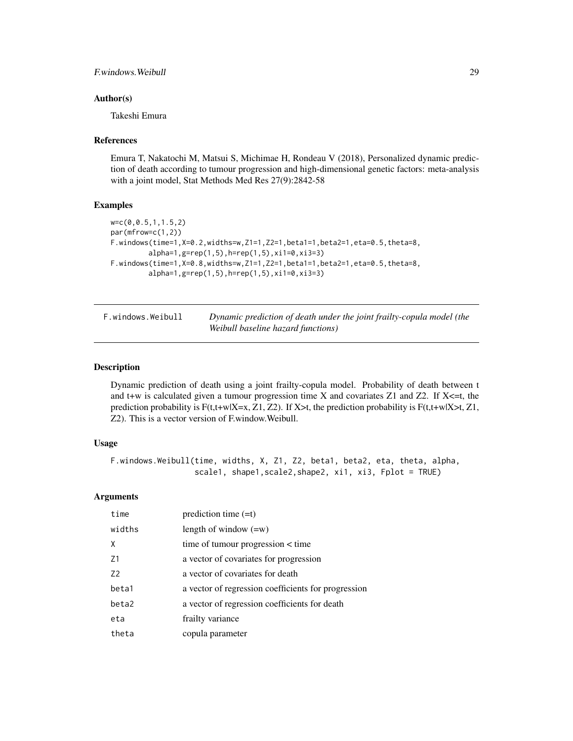### Author(s)

Takeshi Emura

### References

Emura T, Nakatochi M, Matsui S, Michimae H, Rondeau V (2018), Personalized dynamic prediction of death according to tumour progression and high-dimensional genetic factors: meta-analysis with a joint model, Stat Methods Med Res 27(9):2842-58

### Examples

```
w=c(0,0.5,1,1.5,2)
par(mfrow=c(1,2))
F.windows(time=1,X=0.2,widths=w,Z1=1,Z2=1,beta1=1,beta2=1,eta=0.5,theta=8,
        alpha=1,g=rep(1,5),h=rep(1,5),xi1=0,xi3=3)
F.windows(time=1,X=0.8,widths=w,Z1=1,Z2=1,beta1=1,beta2=1,eta=0.5,theta=8,
        alpha=1,g=rep(1,5),h=rep(1,5),xi1=0,xi3=3)
```

---

## F.windows.Weibull — *Dynamic prediction of death under the joint frailty-copula model (the Weibull baseline hazard functions)*

---

### Description

Dynamic prediction of death using a joint frailty-copula model. Probability of death between t and t+w is calculated given a tumour progression time X and covariates Z1 and Z2. If X<=t, the prediction probability is F(t,t+w|X=x, Z1, Z2). If X>t, the prediction probability is F(t,t+w|X>t, Z1, Z2). This is a vector version of F.window.Weibull.

### Usage

```
F.windows.Weibull(time, widths, X, Z1, Z2, beta1, beta2, eta, theta, alpha,
                  scale1, shape1,scale2,shape2, xi1, xi3, Fplot = TRUE)
```

### Arguments

| | |
|---|---|
| time | prediction time (=t) |
| widths | length of window (=w) |
| X | time of tumour progression < time |
| Z1 | a vector of covariates for progression |
| Z2 | a vector of covariates for death |
| beta1 | a vector of regression coefficients for progression |
| beta2 | a vector of regression coefficients for death |
| eta | frailty variance |
| theta | copula parameter |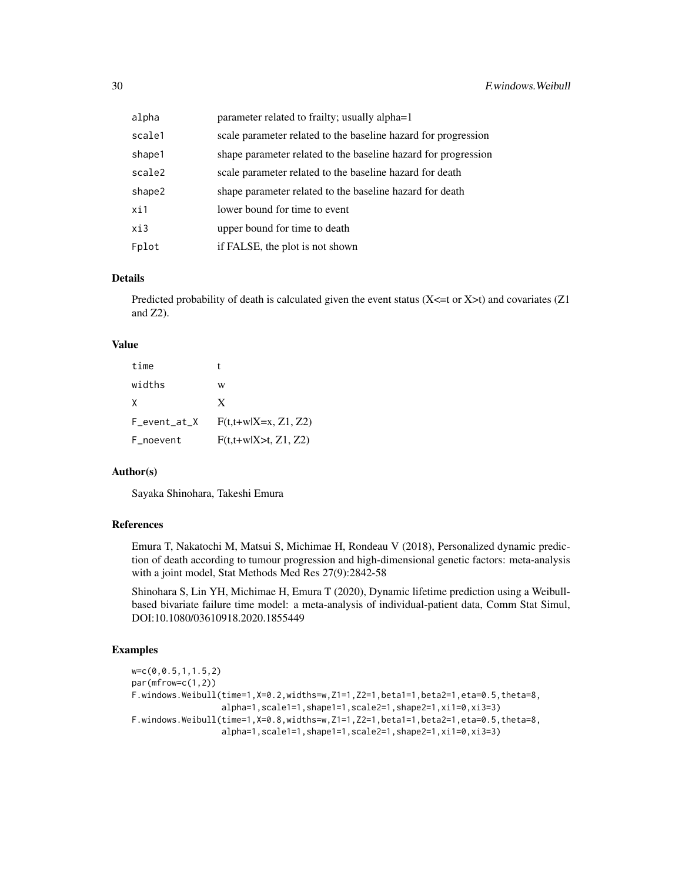| | |
|---|---|
| alpha | parameter related to frailty; usually alpha=1 |
| scale1 | scale parameter related to the baseline hazard for progression |
| shape1 | shape parameter related to the baseline hazard for progression |
| scale2 | scale parameter related to the baseline hazard for death |
| shape2 | shape parameter related to the baseline hazard for death |
| xi1 | lower bound for time to event |
| xi3 | upper bound for time to death |
| Fplot | if FALSE, the plot is not shown |

### Details

Predicted probability of death is calculated given the event status (X<=t or X>t) and covariates (Z1 and Z2).

### Value

| | |
|---|---|
| time | t |
| widths | w |
| X | X |
| F_event_at_X | F(t,t+w\|X=x, Z1, Z2) |
| F_noevent | F(t,t+w\|X>t, Z1, Z2) |

### Author(s)

Sayaka Shinohara, Takeshi Emura

### References

Emura T, Nakatochi M, Matsui S, Michimae H, Rondeau V (2018), Personalized dynamic prediction of death according to tumour progression and high-dimensional genetic factors: meta-analysis with a joint model, Stat Methods Med Res 27(9):2842-58

Shinohara S, Lin YH, Michimae H, Emura T (2020), Dynamic lifetime prediction using a Weibull-based bivariate failure time model: a meta-analysis of individual-patient data, Comm Stat Simul, DOI:10.1080/03610918.2020.1855449

### Examples

```
w=c(0,0.5,1,1.5,2)
par(mfrow=c(1,2))
F.windows.Weibull(time=1,X=0.2,widths=w,Z1=1,Z2=1,beta1=1,beta2=1,eta=0.5,theta=8,
                  alpha=1,scale1=1,shape1=1,scale2=1,shape2=1,xi1=0,xi3=3)
F.windows.Weibull(time=1,X=0.8,widths=w,Z1=1,Z2=1,beta1=1,beta2=1,eta=0.5,theta=8,
                  alpha=1,scale1=1,shape1=1,scale2=1,shape2=1,xi1=0,xi3=3)
```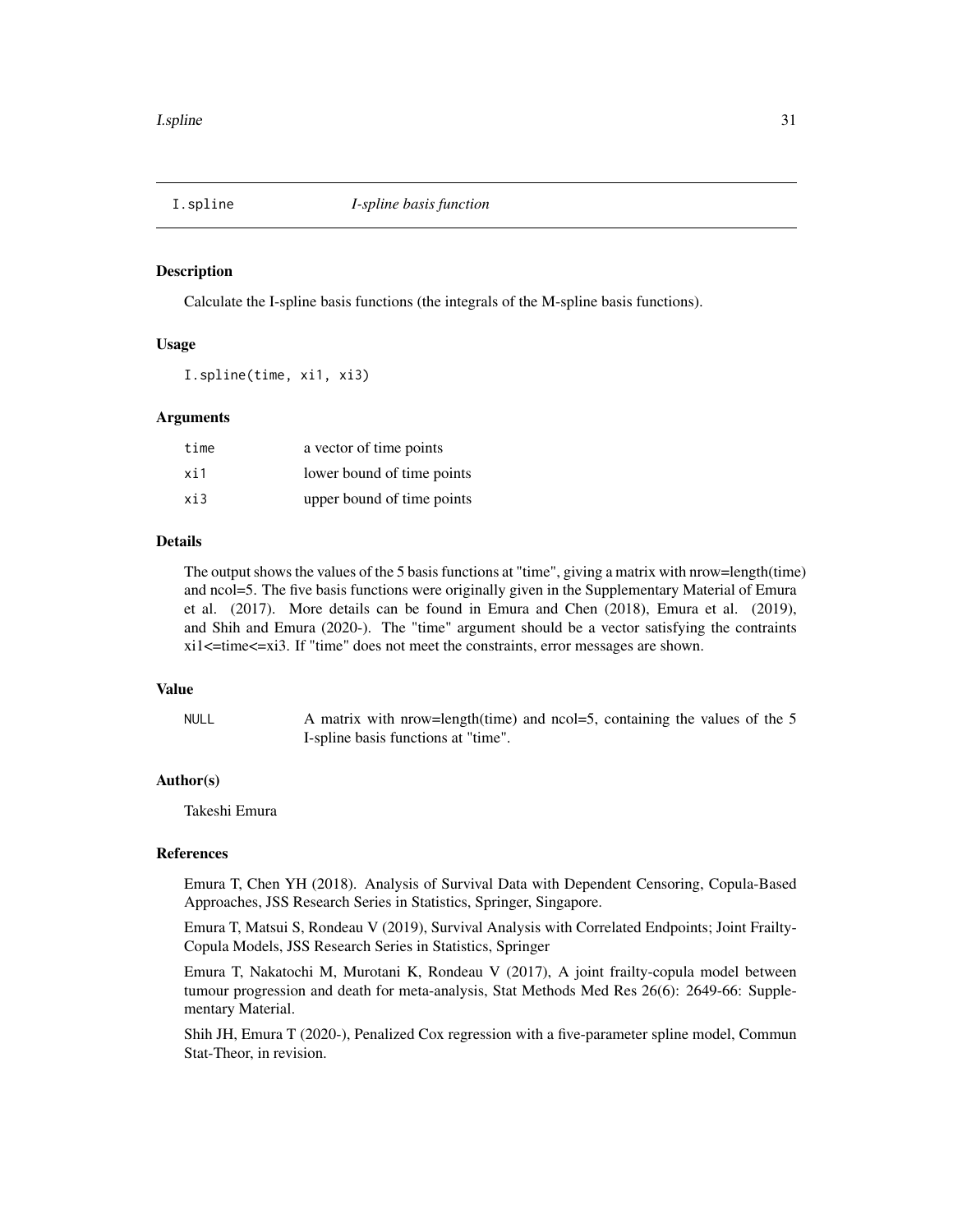# I.spline *I-spline basis function*

## Description

Calculate the I-spline basis functions (the integrals of the M-spline basis functions).

## Usage

```
I.spline(time, xi1, xi3)
```

## Arguments

| | |
|---|---|
| time | a vector of time points |
| xi1 | lower bound of time points |
| xi3 | upper bound of time points |

## Details

The output shows the values of the 5 basis functions at "time", giving a matrix with nrow=length(time) and ncol=5. The five basis functions were originally given in the Supplementary Material of Emura et al. (2017). More details can be found in Emura and Chen (2018), Emura et al. (2019), and Shih and Emura (2020-). The "time" argument should be a vector satisfying the contraints xi1<=time<=xi3. If "time" does not meet the constraints, error messages are shown.

## Value

| | |
|---|---|
| NULL | A matrix with nrow=length(time) and ncol=5, containing the values of the 5 I-spline basis functions at "time". |

## Author(s)

Takeshi Emura

## References

Emura T, Chen YH (2018). Analysis of Survival Data with Dependent Censoring, Copula-Based Approaches, JSS Research Series in Statistics, Springer, Singapore.

Emura T, Matsui S, Rondeau V (2019), Survival Analysis with Correlated Endpoints; Joint Frailty-Copula Models, JSS Research Series in Statistics, Springer

Emura T, Nakatochi M, Murotani K, Rondeau V (2017), A joint frailty-copula model between tumour progression and death for meta-analysis, Stat Methods Med Res 26(6): 2649-66: Supplementary Material.

Shih JH, Emura T (2020-), Penalized Cox regression with a five-parameter spline model, Commun Stat-Theor, in revision.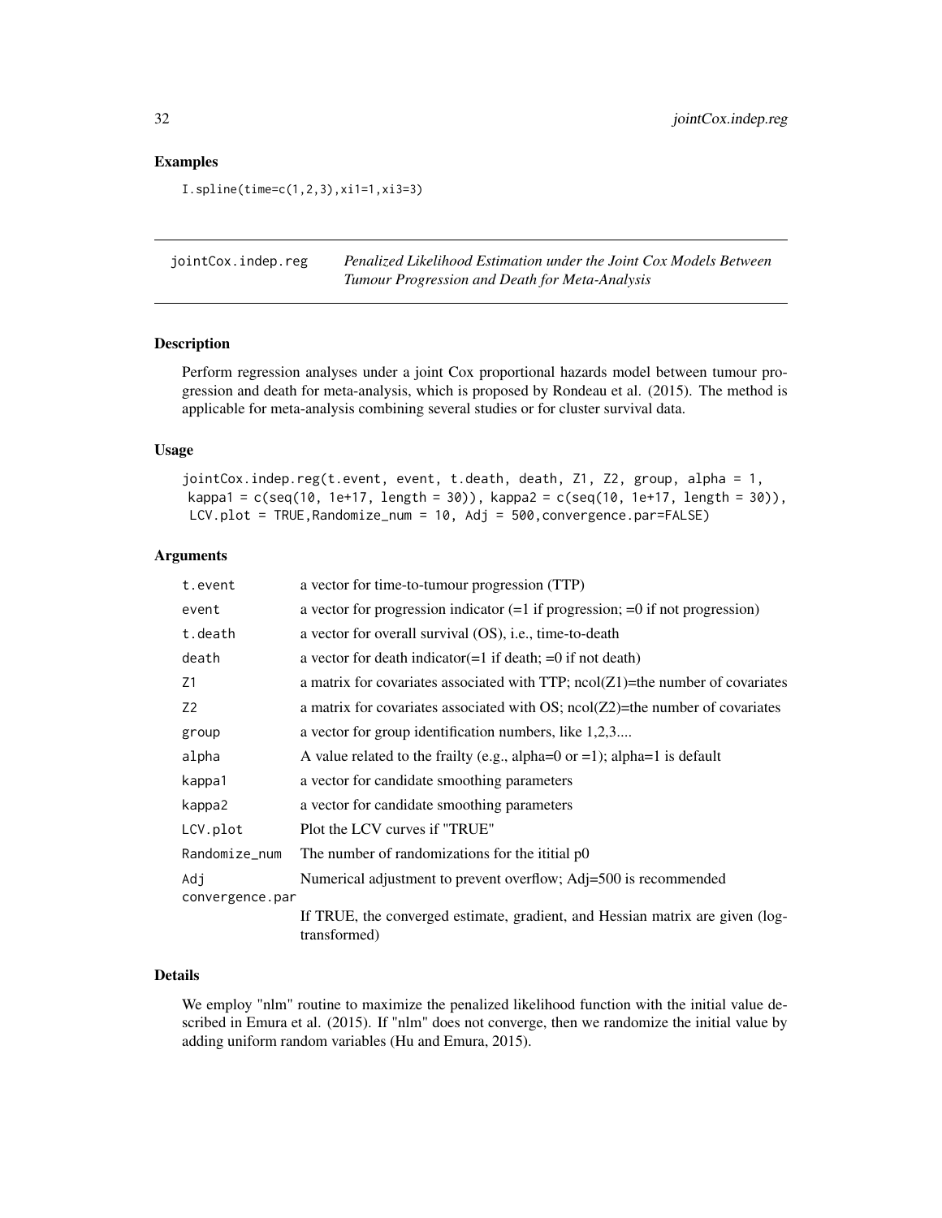### Examples

```
I.spline(time=c(1,2,3),xi1=1,xi3=3)
```

---

## jointCox.indep.reg — *Penalized Likelihood Estimation under the Joint Cox Models Between Tumour Progression and Death for Meta-Analysis*

---

### Description

Perform regression analyses under a joint Cox proportional hazards model between tumour progression and death for meta-analysis, which is proposed by Rondeau et al. (2015). The method is applicable for meta-analysis combining several studies or for cluster survival data.

### Usage

```
jointCox.indep.reg(t.event, event, t.death, death, Z1, Z2, group, alpha = 1,
 kappa1 = c(seq(10, 1e+17, length = 30)), kappa2 = c(seq(10, 1e+17, length = 30)),
 LCV.plot = TRUE,Randomize_num = 10, Adj = 500,convergence.par=FALSE)
```

### Arguments

| | |
|---|---|
| t.event | a vector for time-to-tumour progression (TTP) |
| event | a vector for progression indicator (=1 if progression; =0 if not progression) |
| t.death | a vector for overall survival (OS), i.e., time-to-death |
| death | a vector for death indicator(=1 if death; =0 if not death) |
| Z1 | a matrix for covariates associated with TTP; ncol(Z1)=the number of covariates |
| Z2 | a matrix for covariates associated with OS; ncol(Z2)=the number of covariates |
| group | a vector for group identification numbers, like 1,2,3.... |
| alpha | A value related to the frailty (e.g., alpha=0 or =1); alpha=1 is default |
| kappa1 | a vector for candidate smoothing parameters |
| kappa2 | a vector for candidate smoothing parameters |
| LCV.plot | Plot the LCV curves if "TRUE" |
| Randomize_num | The number of randomizations for the ititial p0 |
| Adj | Numerical adjustment to prevent overflow; Adj=500 is recommended |
| convergence.par | If TRUE, the converged estimate, gradient, and Hessian matrix are given (log-transformed) |

### Details

We employ "nlm" routine to maximize the penalized likelihood function with the initial value described in Emura et al. (2015). If "nlm" does not converge, then we randomize the initial value by adding uniform random variables (Hu and Emura, 2015).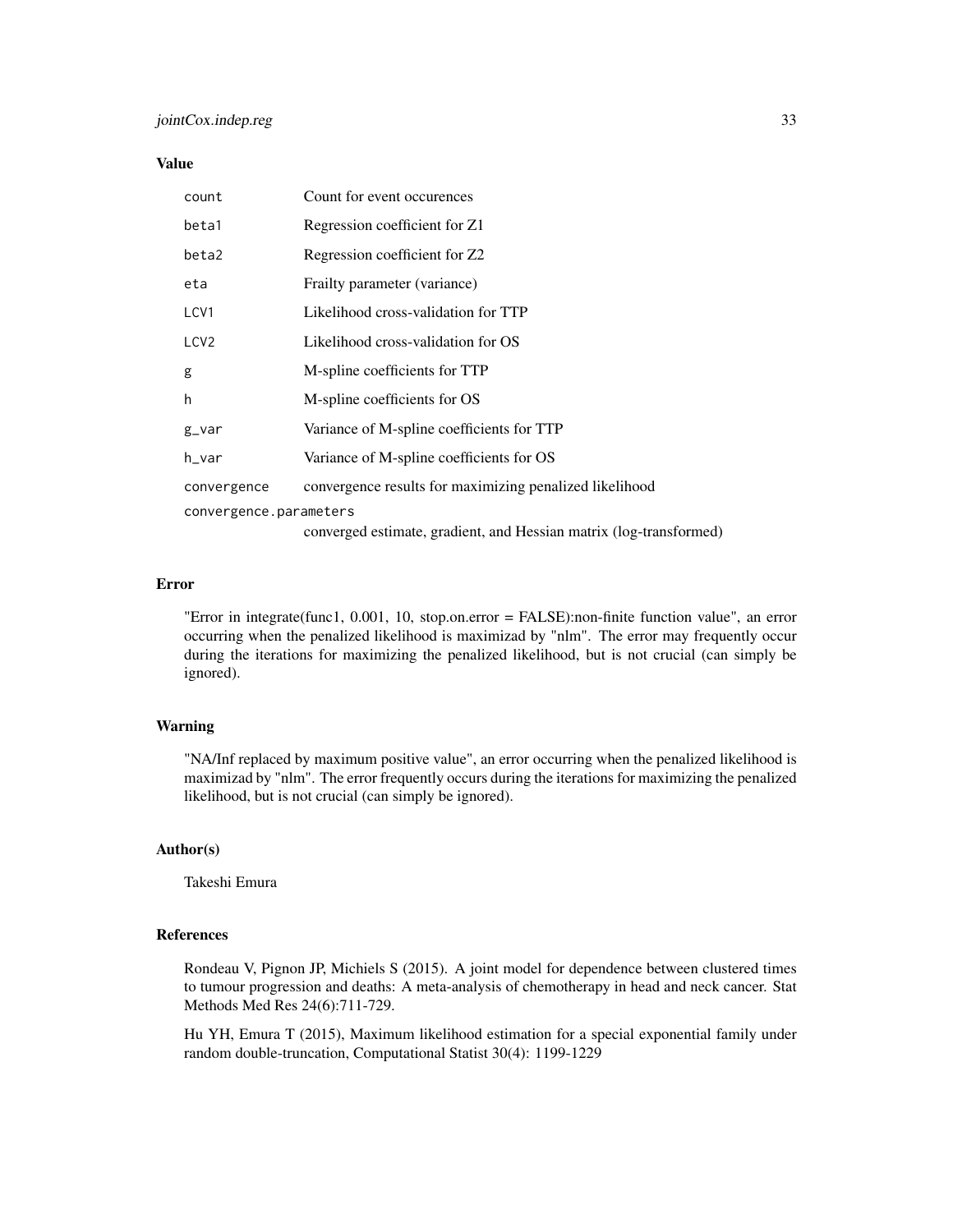## Value

| | |
|---|---|
| count | Count for event occurences |
| beta1 | Regression coefficient for Z1 |
| beta2 | Regression coefficient for Z2 |
| eta | Frailty parameter (variance) |
| LCV1 | Likelihood cross-validation for TTP |
| LCV2 | Likelihood cross-validation for OS |
| g | M-spline coefficients for TTP |
| h | M-spline coefficients for OS |
| g_var | Variance of M-spline coefficients for TTP |
| h_var | Variance of M-spline coefficients for OS |
| convergence | convergence results for maximizing penalized likelihood |
| convergence.parameters | converged estimate, gradient, and Hessian matrix (log-transformed) |

## Error

"Error in integrate(func1, 0.001, 10, stop.on.error = FALSE):non-finite function value", an error occurring when the penalized likelihood is maximizad by "nlm". The error may frequently occur during the iterations for maximizing the penalized likelihood, but is not crucial (can simply be ignored).

## Warning

"NA/Inf replaced by maximum positive value", an error occurring when the penalized likelihood is maximizad by "nlm". The error frequently occurs during the iterations for maximizing the penalized likelihood, but is not crucial (can simply be ignored).

## Author(s)

Takeshi Emura

## References

Rondeau V, Pignon JP, Michiels S (2015). A joint model for dependence between clustered times to tumour progression and deaths: A meta-analysis of chemotherapy in head and neck cancer. Stat Methods Med Res 24(6):711-729.

Hu YH, Emura T (2015), Maximum likelihood estimation for a special exponential family under random double-truncation, Computational Statist 30(4): 1199-1229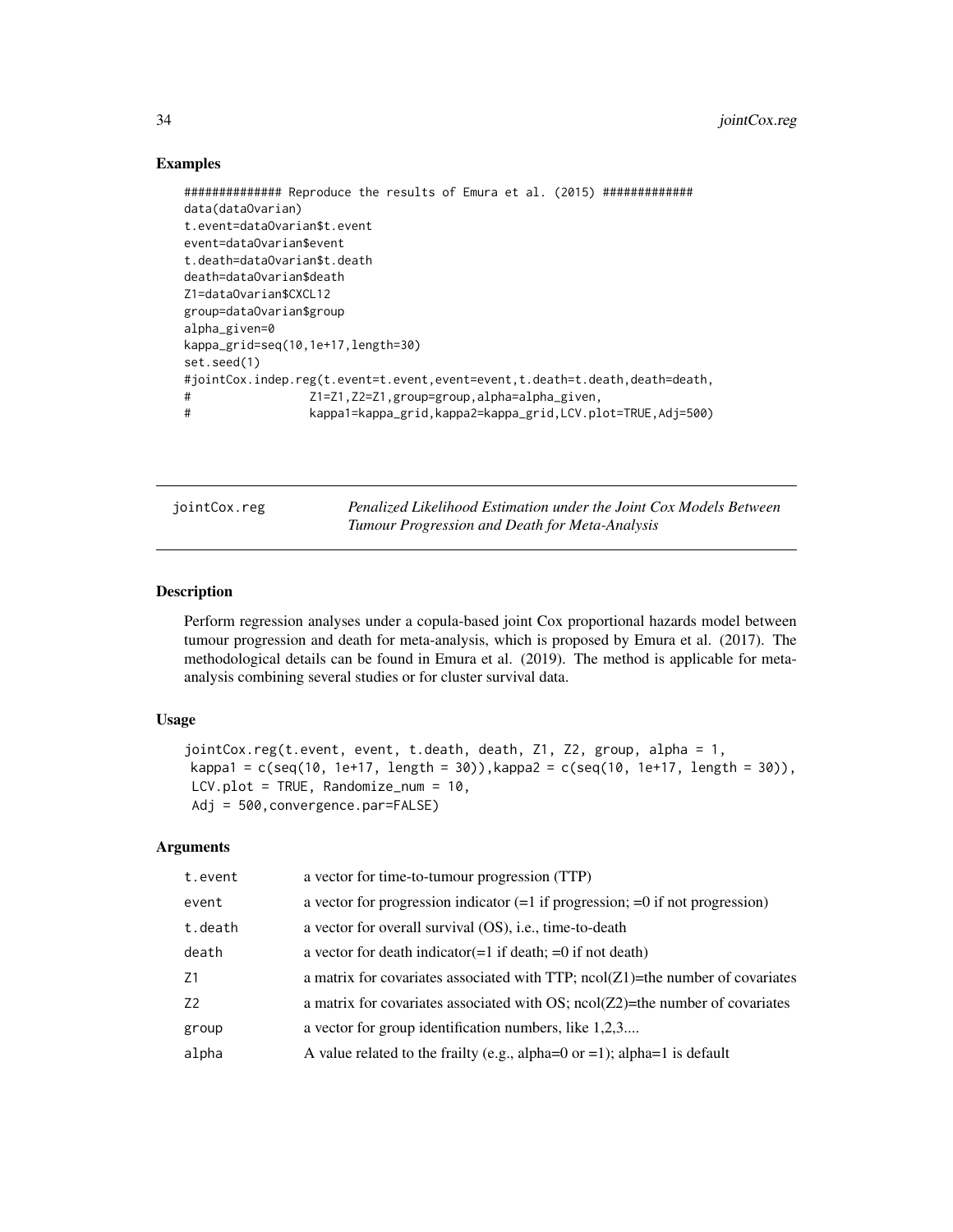## Examples

```
############## Reproduce the results of Emura et al. (2015) #############
data(dataOvarian)
t.event=dataOvarian$t.event
event=dataOvarian$event
t.death=dataOvarian$t.death
death=dataOvarian$death
Z1=dataOvarian$CXCL12
group=dataOvarian$group
alpha_given=0
kappa_grid=seq(10,1e+17,length=30)
set.seed(1)
#jointCox.indep.reg(t.event=t.event,event=event,t.death=t.death,death=death,
#                Z1=Z1,Z2=Z1,group=group,alpha=alpha_given,
#                kappa1=kappa_grid,kappa2=kappa_grid,LCV.plot=TRUE,Adj=500)
```

---

jointCox.reg — *Penalized Likelihood Estimation under the Joint Cox Models Between Tumour Progression and Death for Meta-Analysis*

---

## Description

Perform regression analyses under a copula-based joint Cox proportional hazards model between tumour progression and death for meta-analysis, which is proposed by Emura et al. (2017). The methodological details can be found in Emura et al. (2019). The method is applicable for meta-analysis combining several studies or for cluster survival data.

## Usage

```
jointCox.reg(t.event, event, t.death, death, Z1, Z2, group, alpha = 1,
 kappa1 = c(seq(10, 1e+17, length = 30)),kappa2 = c(seq(10, 1e+17, length = 30)),
 LCV.plot = TRUE, Randomize_num = 10,
 Adj = 500,convergence.par=FALSE)
```

## Arguments

| | |
|---|---|
| t.event | a vector for time-to-tumour progression (TTP) |
| event | a vector for progression indicator (=1 if progression; =0 if not progression) |
| t.death | a vector for overall survival (OS), i.e., time-to-death |
| death | a vector for death indicator(=1 if death; =0 if not death) |
| Z1 | a matrix for covariates associated with TTP; ncol(Z1)=the number of covariates |
| Z2 | a matrix for covariates associated with OS; ncol(Z2)=the number of covariates |
| group | a vector for group identification numbers, like 1,2,3.... |
| alpha | A value related to the frailty (e.g., alpha=0 or =1); alpha=1 is default |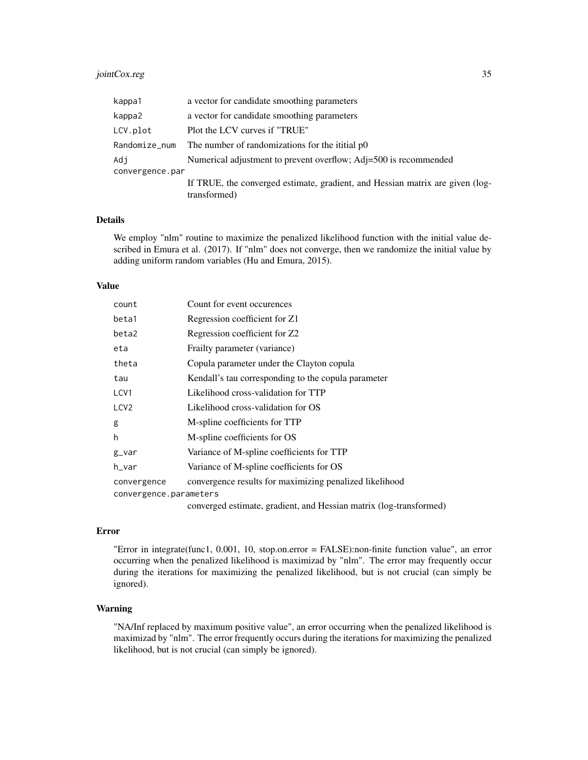| | |
|---|---|
| kappa1 | a vector for candidate smoothing parameters |
| kappa2 | a vector for candidate smoothing parameters |
| LCV.plot | Plot the LCV curves if "TRUE" |
| Randomize_num | The number of randomizations for the ititial p0 |
| Adj | Numerical adjustment to prevent overflow; Adj=500 is recommended |
| convergence.par | If TRUE, the converged estimate, gradient, and Hessian matrix are given (log-transformed) |

## Details

We employ "nlm" routine to maximize the penalized likelihood function with the initial value described in Emura et al. (2017). If "nlm" does not converge, then we randomize the initial value by adding uniform random variables (Hu and Emura, 2015).

## Value

| | |
|---|---|
| count | Count for event occurences |
| beta1 | Regression coefficient for Z1 |
| beta2 | Regression coefficient for Z2 |
| eta | Frailty parameter (variance) |
| theta | Copula parameter under the Clayton copula |
| tau | Kendall's tau corresponding to the copula parameter |
| LCV1 | Likelihood cross-validation for TTP |
| LCV2 | Likelihood cross-validation for OS |
| g | M-spline coefficients for TTP |
| h | M-spline coefficients for OS |
| g_var | Variance of M-spline coefficients for TTP |
| h_var | Variance of M-spline coefficients for OS |
| convergence | convergence results for maximizing penalized likelihood |
| convergence.parameters | converged estimate, gradient, and Hessian matrix (log-transformed) |

## Error

"Error in integrate(func1, 0.001, 10, stop.on.error = FALSE):non-finite function value", an error occurring when the penalized likelihood is maximizad by "nlm". The error may frequently occur during the iterations for maximizing the penalized likelihood, but is not crucial (can simply be ignored).

## Warning

"NA/Inf replaced by maximum positive value", an error occurring when the penalized likelihood is maximizad by "nlm". The error frequently occurs during the iterations for maximizing the penalized likelihood, but is not crucial (can simply be ignored).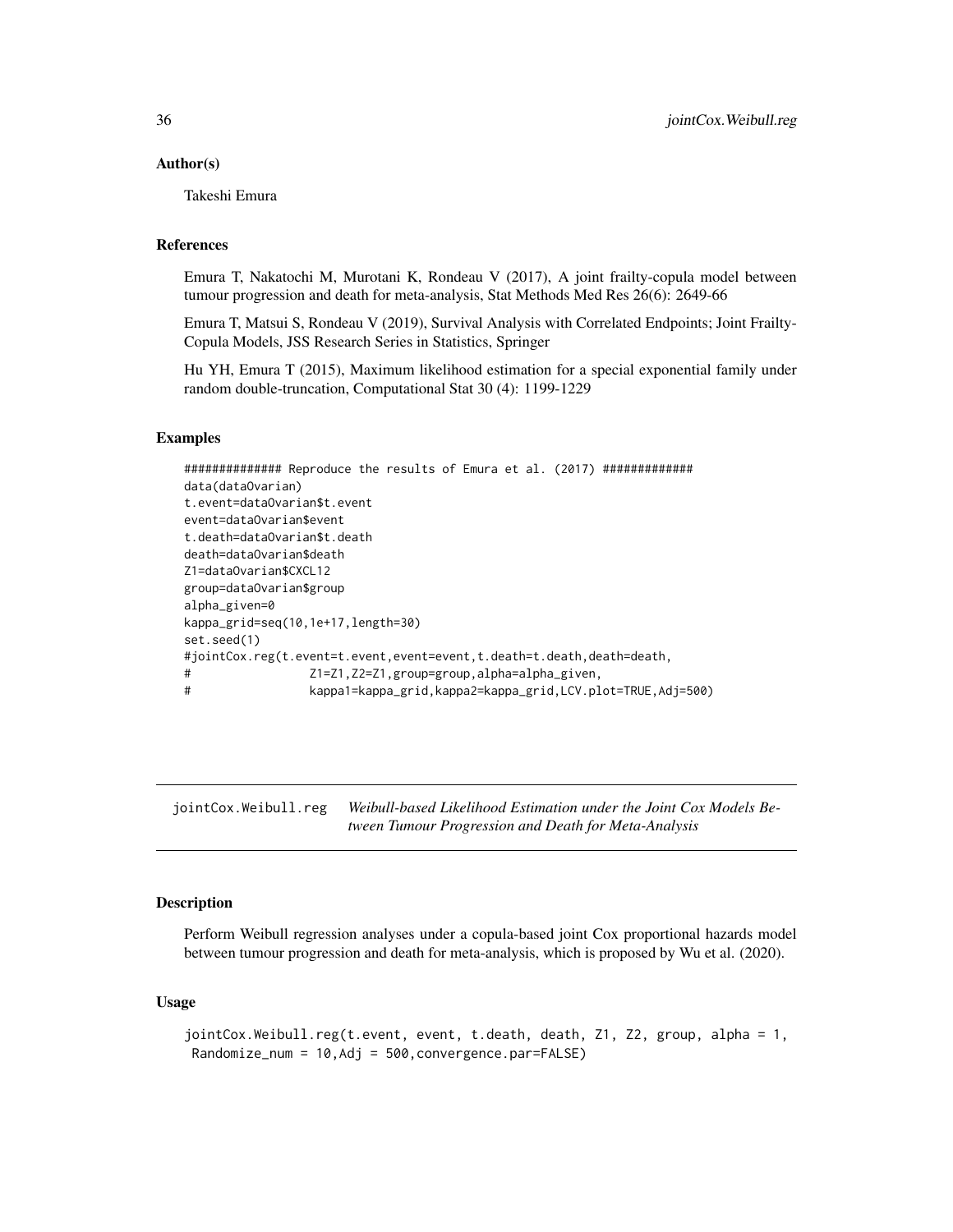### Author(s)

Takeshi Emura

### References

Emura T, Nakatochi M, Murotani K, Rondeau V (2017), A joint frailty-copula model between tumour progression and death for meta-analysis, Stat Methods Med Res 26(6): 2649-66

Emura T, Matsui S, Rondeau V (2019), Survival Analysis with Correlated Endpoints; Joint Frailty-Copula Models, JSS Research Series in Statistics, Springer

Hu YH, Emura T (2015), Maximum likelihood estimation for a special exponential family under random double-truncation, Computational Stat 30 (4): 1199-1229

### Examples

```
############## Reproduce the results of Emura et al. (2017) #############
data(dataOvarian)
t.event=dataOvarian$t.event
event=dataOvarian$event
t.death=dataOvarian$t.death
death=dataOvarian$death
Z1=dataOvarian$CXCL12
group=dataOvarian$group
alpha_given=0
kappa_grid=seq(10,1e+17,length=30)
set.seed(1)
#jointCox.reg(t.event=t.event,event=event,t.death=t.death,death=death,
#                Z1=Z1,Z2=Z1,group=group,alpha=alpha_given,
#                kappa1=kappa_grid,kappa2=kappa_grid,LCV.plot=TRUE,Adj=500)
```

---

## jointCox.Weibull.reg *Weibull-based Likelihood Estimation under the Joint Cox Models Between Tumour Progression and Death for Meta-Analysis*

---

### Description

Perform Weibull regression analyses under a copula-based joint Cox proportional hazards model between tumour progression and death for meta-analysis, which is proposed by Wu et al. (2020).

### Usage

```
jointCox.Weibull.reg(t.event, event, t.death, death, Z1, Z2, group, alpha = 1,
 Randomize_num = 10,Adj = 500,convergence.par=FALSE)
```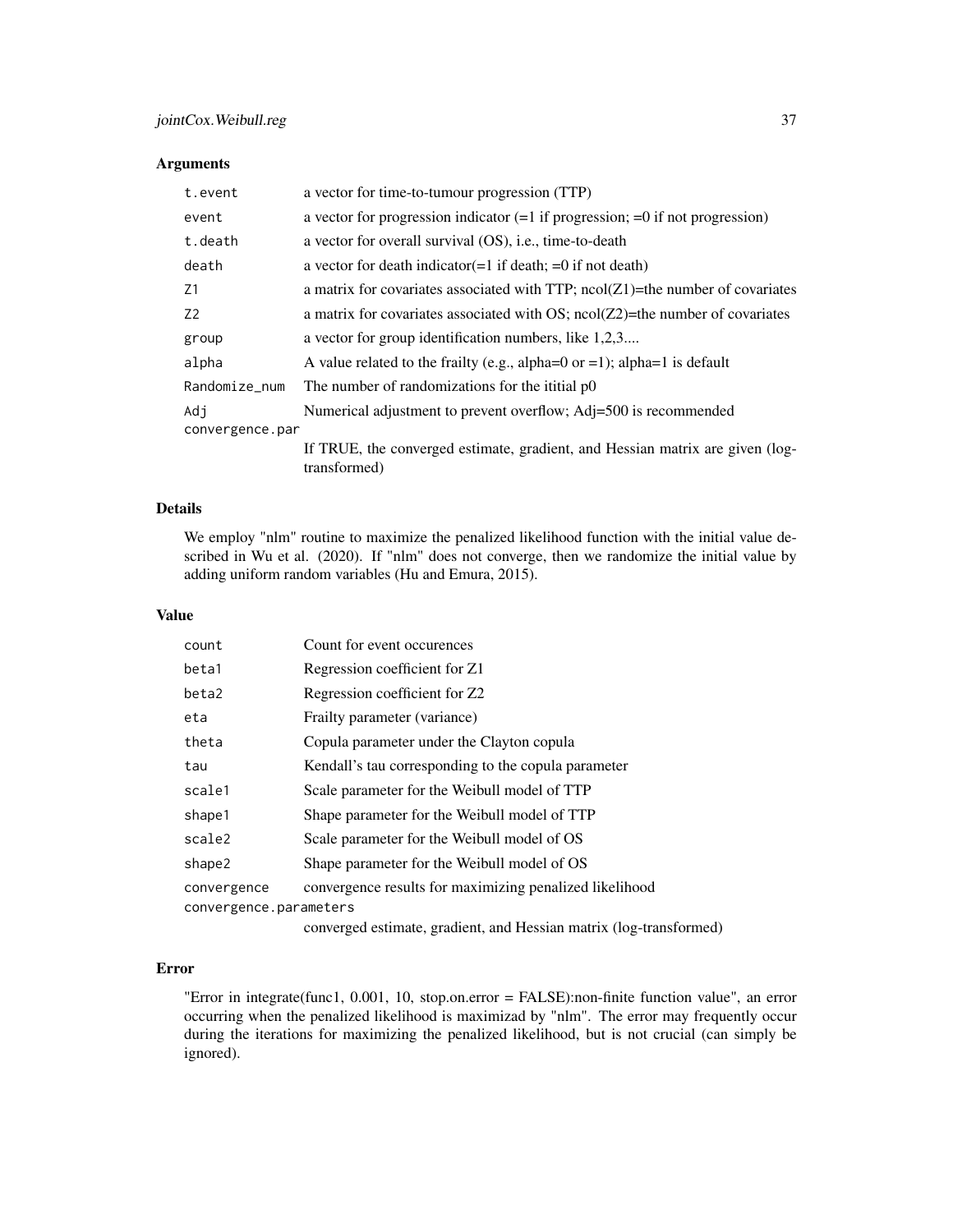## Arguments

| | |
|---|---|
| t.event | a vector for time-to-tumour progression (TTP) |
| event | a vector for progression indicator (=1 if progression; =0 if not progression) |
| t.death | a vector for overall survival (OS), i.e., time-to-death |
| death | a vector for death indicator(=1 if death; =0 if not death) |
| Z1 | a matrix for covariates associated with TTP; ncol(Z1)=the number of covariates |
| Z2 | a matrix for covariates associated with OS; ncol(Z2)=the number of covariates |
| group | a vector for group identification numbers, like 1,2,3.... |
| alpha | A value related to the frailty (e.g., alpha=0 or =1); alpha=1 is default |
| Randomize_num | The number of randomizations for the ititial p0 |
| Adj | Numerical adjustment to prevent overflow; Adj=500 is recommended |
| convergence.par | If TRUE, the converged estimate, gradient, and Hessian matrix are given (log-transformed) |

## Details

We employ "nlm" routine to maximize the penalized likelihood function with the initial value described in Wu et al. (2020). If "nlm" does not converge, then we randomize the initial value by adding uniform random variables (Hu and Emura, 2015).

## Value

| | |
|---|---|
| count | Count for event occurences |
| beta1 | Regression coefficient for Z1 |
| beta2 | Regression coefficient for Z2 |
| eta | Frailty parameter (variance) |
| theta | Copula parameter under the Clayton copula |
| tau | Kendall's tau corresponding to the copula parameter |
| scale1 | Scale parameter for the Weibull model of TTP |
| shape1 | Shape parameter for the Weibull model of TTP |
| scale2 | Scale parameter for the Weibull model of OS |
| shape2 | Shape parameter for the Weibull model of OS |
| convergence | convergence results for maximizing penalized likelihood |
| convergence.parameters | converged estimate, gradient, and Hessian matrix (log-transformed) |

## Error

"Error in integrate(func1, 0.001, 10, stop.on.error = FALSE):non-finite function value", an error occurring when the penalized likelihood is maximizad by "nlm". The error may frequently occur during the iterations for maximizing the penalized likelihood, but is not crucial (can simply be ignored).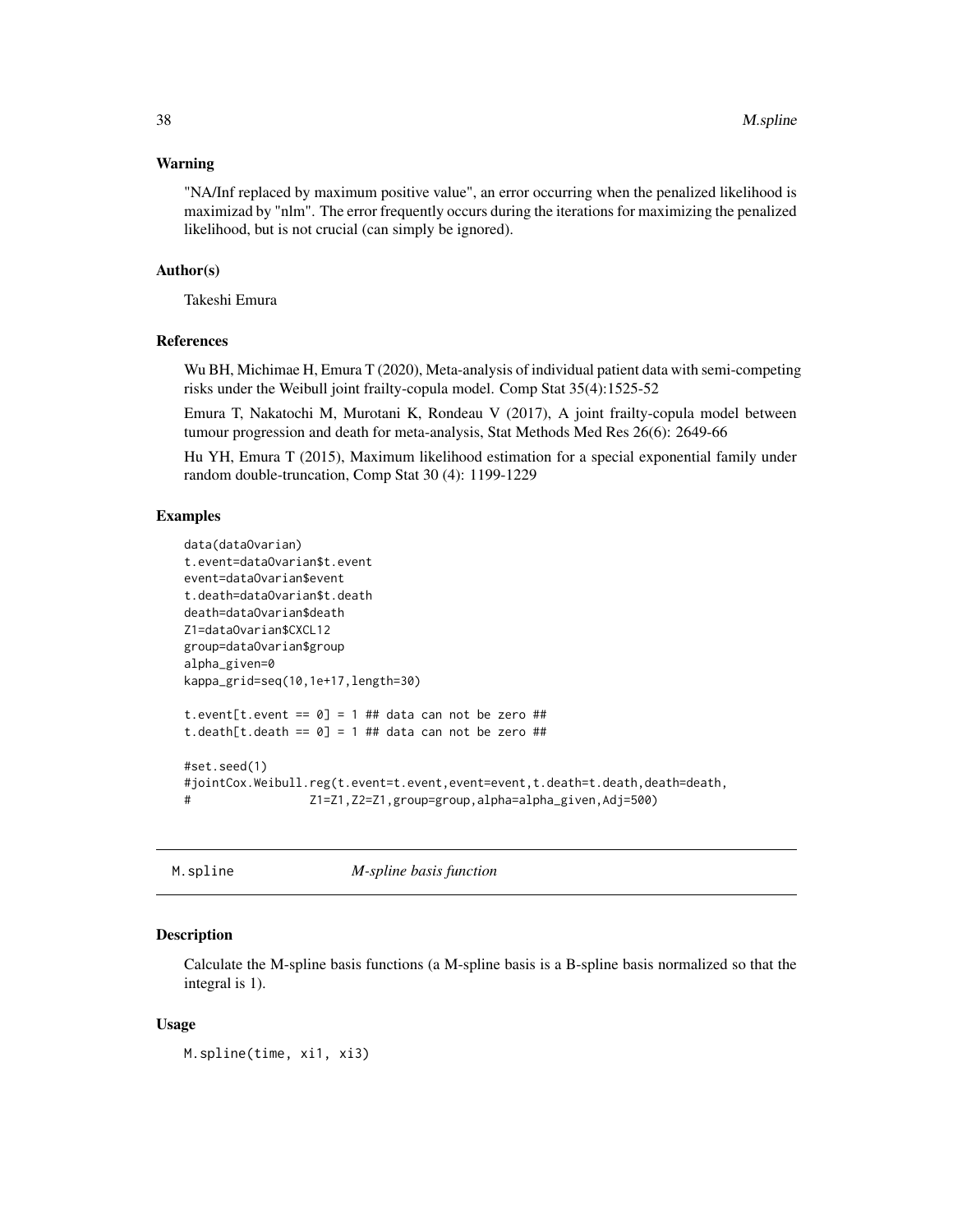### Warning

"NA/Inf replaced by maximum positive value", an error occurring when the penalized likelihood is maximizad by "nlm". The error frequently occurs during the iterations for maximizing the penalized likelihood, but is not crucial (can simply be ignored).

### Author(s)

Takeshi Emura

### References

Wu BH, Michimae H, Emura T (2020), Meta-analysis of individual patient data with semi-competing risks under the Weibull joint frailty-copula model. Comp Stat 35(4):1525-52

Emura T, Nakatochi M, Murotani K, Rondeau V (2017), A joint frailty-copula model between tumour progression and death for meta-analysis, Stat Methods Med Res 26(6): 2649-66

Hu YH, Emura T (2015), Maximum likelihood estimation for a special exponential family under random double-truncation, Comp Stat 30 (4): 1199-1229

### Examples

```
data(dataOvarian)
t.event=dataOvarian$t.event
event=dataOvarian$event
t.death=dataOvarian$t.death
death=dataOvarian$death
Z1=dataOvarian$CXCL12
group=dataOvarian$group
alpha_given=0
kappa_grid=seq(10,1e+17,length=30)

t.event[t.event == 0] = 1 ## data can not be zero ##
t.death[t.death == 0] = 1 ## data can not be zero ##

#set.seed(1)
#jointCox.Weibull.reg(t.event=t.event,event=event,t.death=t.death,death=death,
#                Z1=Z1,Z2=Z1,group=group,alpha=alpha_given,Adj=500)
```

---

## M.spline *M-spline basis function*

### Description

Calculate the M-spline basis functions (a M-spline basis is a B-spline basis normalized so that the integral is 1).

### Usage

```
M.spline(time, xi1, xi3)
```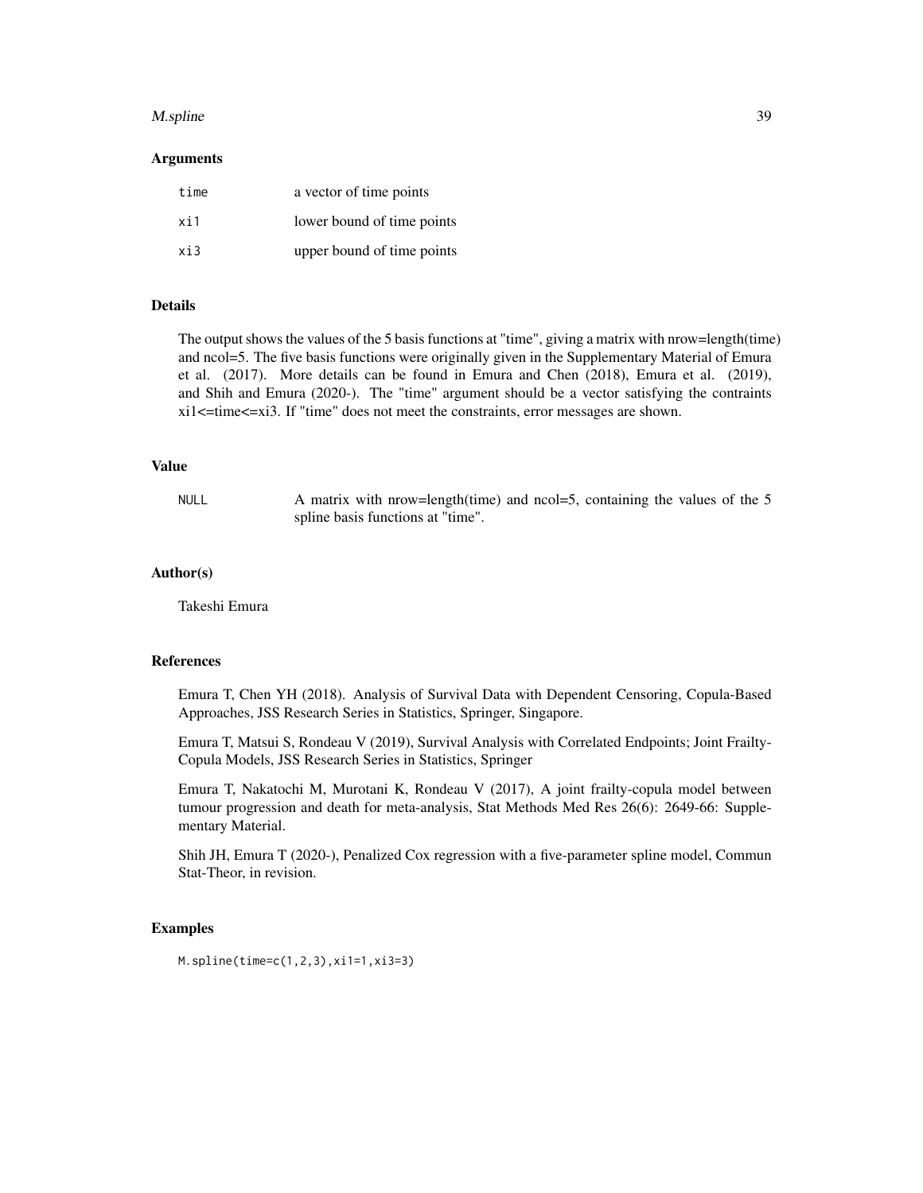### Arguments

| | |
|---|---|
| time | a vector of time points |
| xi1 | lower bound of time points |
| xi3 | upper bound of time points |

### Details

The output shows the values of the 5 basis functions at "time", giving a matrix with nrow=length(time) and ncol=5. The five basis functions were originally given in the Supplementary Material of Emura et al. (2017). More details can be found in Emura and Chen (2018), Emura et al. (2019), and Shih and Emura (2020-). The "time" argument should be a vector satisfying the contraints xi1<=time<=xi3. If "time" does not meet the constraints, error messages are shown.

### Value

| | |
|---|---|
| NULL | A matrix with nrow=length(time) and ncol=5, containing the values of the 5 spline basis functions at "time". |

### Author(s)

Takeshi Emura

### References

Emura T, Chen YH (2018). Analysis of Survival Data with Dependent Censoring, Copula-Based Approaches, JSS Research Series in Statistics, Springer, Singapore.

Emura T, Matsui S, Rondeau V (2019), Survival Analysis with Correlated Endpoints; Joint Frailty-Copula Models, JSS Research Series in Statistics, Springer

Emura T, Nakatochi M, Murotani K, Rondeau V (2017), A joint frailty-copula model between tumour progression and death for meta-analysis, Stat Methods Med Res 26(6): 2649-66: Supplementary Material.

Shih JH, Emura T (2020-), Penalized Cox regression with a five-parameter spline model, Commun Stat-Theor, in revision.

### Examples

```
M.spline(time=c(1,2,3),xi1=1,xi3=3)
```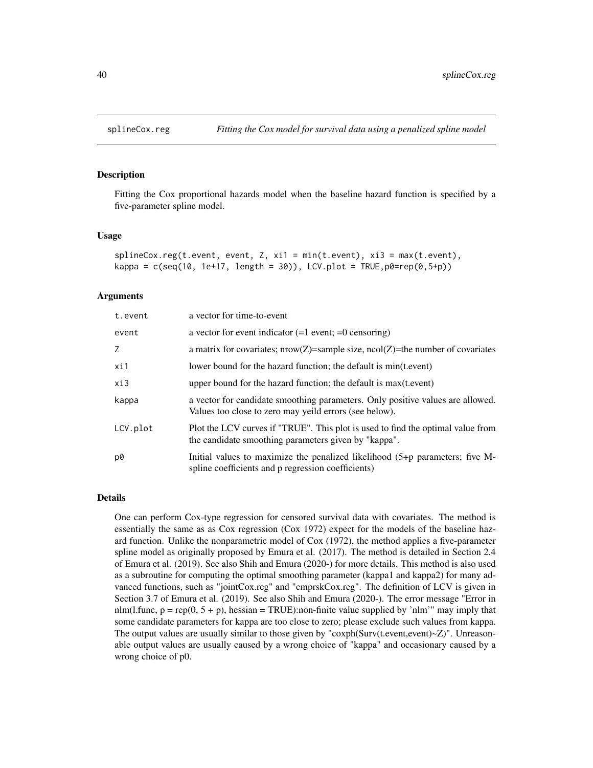splineCox.reg *Fitting the Cox model for survival data using a penalized spline model*

## Description

Fitting the Cox proportional hazards model when the baseline hazard function is specified by a five-parameter spline model.

## Usage

```
splineCox.reg(t.event, event, Z, xi1 = min(t.event), xi3 = max(t.event),
kappa = c(seq(10, 1e+17, length = 30)), LCV.plot = TRUE,p0=rep(0,5+p))
```

## Arguments

| | |
|---|---|
| t.event | a vector for time-to-event |
| event | a vector for event indicator (=1 event; =0 censoring) |
| Z | a matrix for covariates; nrow(Z)=sample size, ncol(Z)=the number of covariates |
| xi1 | lower bound for the hazard function; the default is min(t.event) |
| xi3 | upper bound for the hazard function; the default is max(t.event) |
| kappa | a vector for candidate smoothing parameters. Only positive values are allowed. Values too close to zero may yeild errors (see below). |
| LCV.plot | Plot the LCV curves if "TRUE". This plot is used to find the optimal value from the candidate smoothing parameters given by "kappa". |
| p0 | Initial values to maximize the penalized likelihood (5+p parameters; five M-spline coefficients and p regression coefficients) |

## Details

One can perform Cox-type regression for censored survival data with covariates. The method is essentially the same as as Cox regression (Cox 1972) expect for the models of the baseline hazard function. Unlike the nonparametric model of Cox (1972), the method applies a five-parameter spline model as originally proposed by Emura et al. (2017). The method is detailed in Section 2.4 of Emura et al. (2019). See also Shih and Emura (2020-) for more details. This method is also used as a subroutine for computing the optimal smoothing parameter (kappa1 and kappa2) for many advanced functions, such as "jointCox.reg" and "cmprskCox.reg". The definition of LCV is given in Section 3.7 of Emura et al. (2019). See also Shih and Emura (2020-). The error message "Error in nlm(l.func, p = rep(0, 5 + p), hessian = TRUE):non-finite value supplied by 'nlm'" may imply that some candidate parameters for kappa are too close to zero; please exclude such values from kappa. The output values are usually similar to those given by "coxph(Surv(t.event,event)~Z)". Unreasonable output values are usually caused by a wrong choice of "kappa" and occasionary caused by a wrong choice of p0.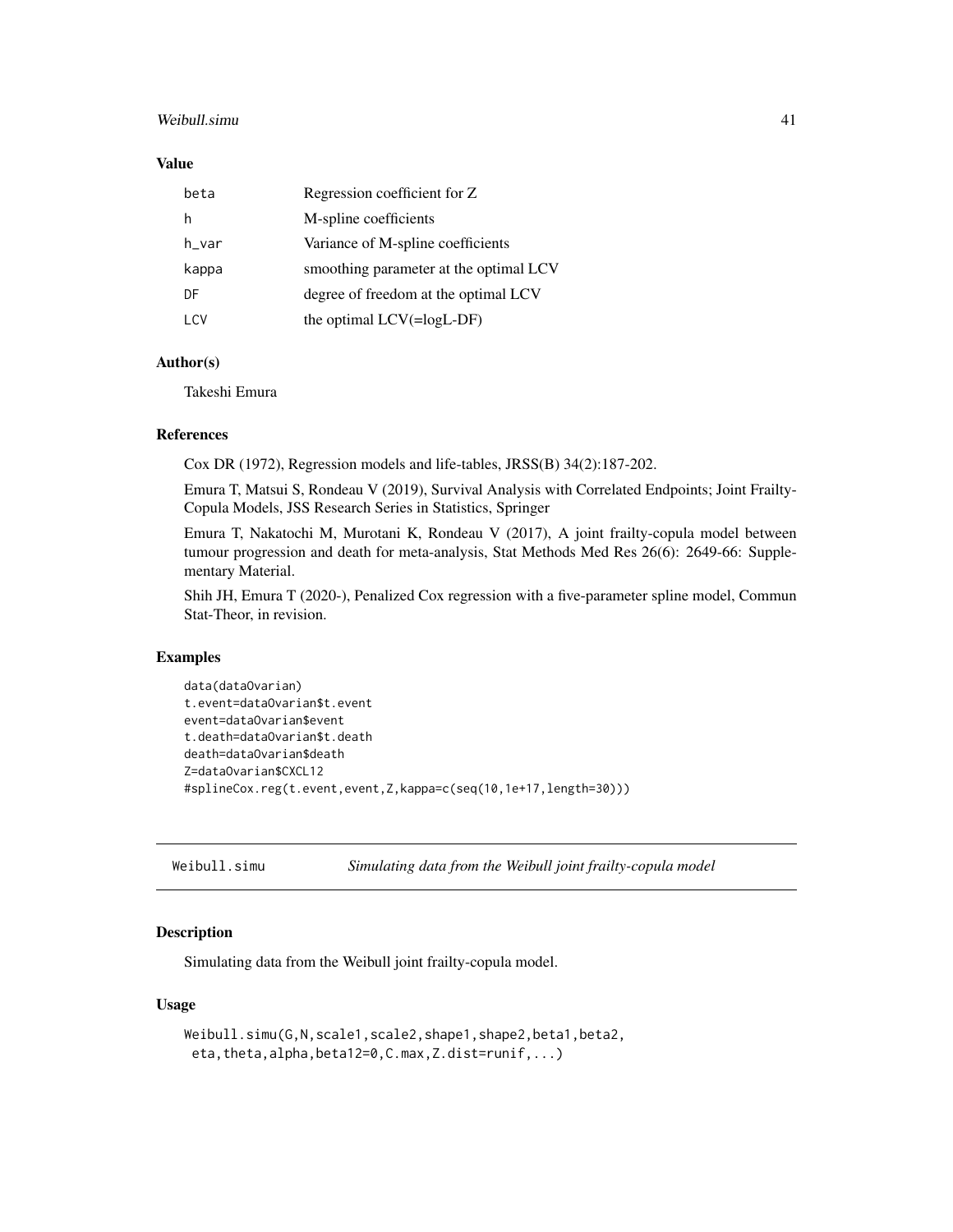### Value

| | |
|---|---|
| beta | Regression coefficient for Z |
| h | M-spline coefficients |
| h_var | Variance of M-spline coefficients |
| kappa | smoothing parameter at the optimal LCV |
| DF | degree of freedom at the optimal LCV |
| LCV | the optimal LCV(=logL-DF) |

### Author(s)

Takeshi Emura

### References

Cox DR (1972), Regression models and life-tables, JRSS(B) 34(2):187-202.

Emura T, Matsui S, Rondeau V (2019), Survival Analysis with Correlated Endpoints; Joint Frailty-Copula Models, JSS Research Series in Statistics, Springer

Emura T, Nakatochi M, Murotani K, Rondeau V (2017), A joint frailty-copula model between tumour progression and death for meta-analysis, Stat Methods Med Res 26(6): 2649-66: Supplementary Material.

Shih JH, Emura T (2020-), Penalized Cox regression with a five-parameter spline model, Commun Stat-Theor, in revision.

### Examples

```
data(dataOvarian)
t.event=dataOvarian$t.event
event=dataOvarian$event
t.death=dataOvarian$t.death
death=dataOvarian$death
Z=dataOvarian$CXCL12
#splineCox.reg(t.event,event,Z,kappa=c(seq(10,1e+17,length=30)))
```

---

## Weibull.simu — *Simulating data from the Weibull joint frailty-copula model*

### Description

Simulating data from the Weibull joint frailty-copula model.

### Usage

```
Weibull.simu(G,N,scale1,scale2,shape1,shape2,beta1,beta2,
 eta,theta,alpha,beta12=0,C.max,Z.dist=runif,...)
```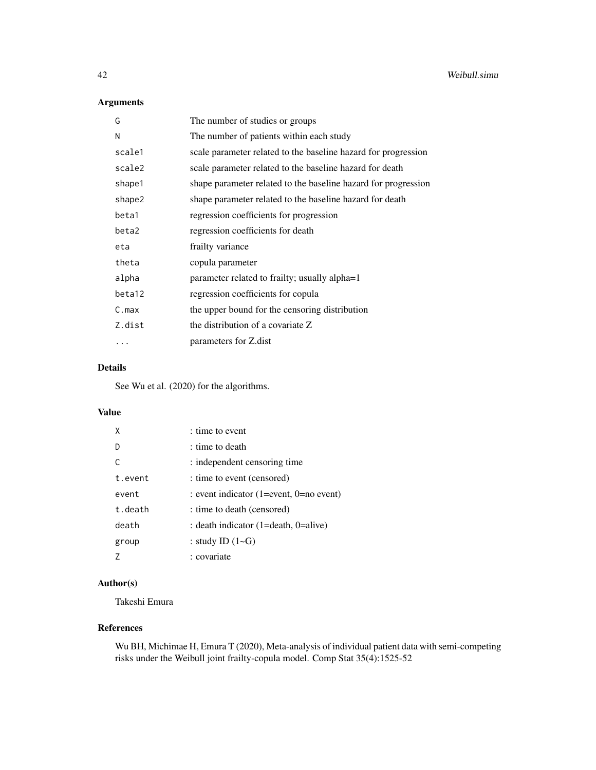## Arguments

| | |
|---|---|
| `G` | The number of studies or groups |
| `N` | The number of patients within each study |
| `scale1` | scale parameter related to the baseline hazard for progression |
| `scale2` | scale parameter related to the baseline hazard for death |
| `shape1` | shape parameter related to the baseline hazard for progression |
| `shape2` | shape parameter related to the baseline hazard for death |
| `beta1` | regression coefficients for progression |
| `beta2` | regression coefficients for death |
| `eta` | frailty variance |
| `theta` | copula parameter |
| `alpha` | parameter related to frailty; usually alpha=1 |
| `beta12` | regression coefficients for copula |
| `C.max` | the upper bound for the censoring distribution |
| `Z.dist` | the distribution of a covariate Z |
| `...` | parameters for Z.dist |

## Details

See Wu et al. (2020) for the algorithms.

## Value

| | |
|---|---|
| `X` | : time to event |
| `D` | : time to death |
| `C` | : independent censoring time |
| `t.event` | : time to event (censored) |
| `event` | : event indicator (1=event, 0=no event) |
| `t.death` | : time to death (censored) |
| `death` | : death indicator (1=death, 0=alive) |
| `group` | : study ID (1~G) |
| `Z` | : covariate |

## Author(s)

Takeshi Emura

## References

Wu BH, Michimae H, Emura T (2020), Meta-analysis of individual patient data with semi-competing risks under the Weibull joint frailty-copula model. Comp Stat 35(4):1525-52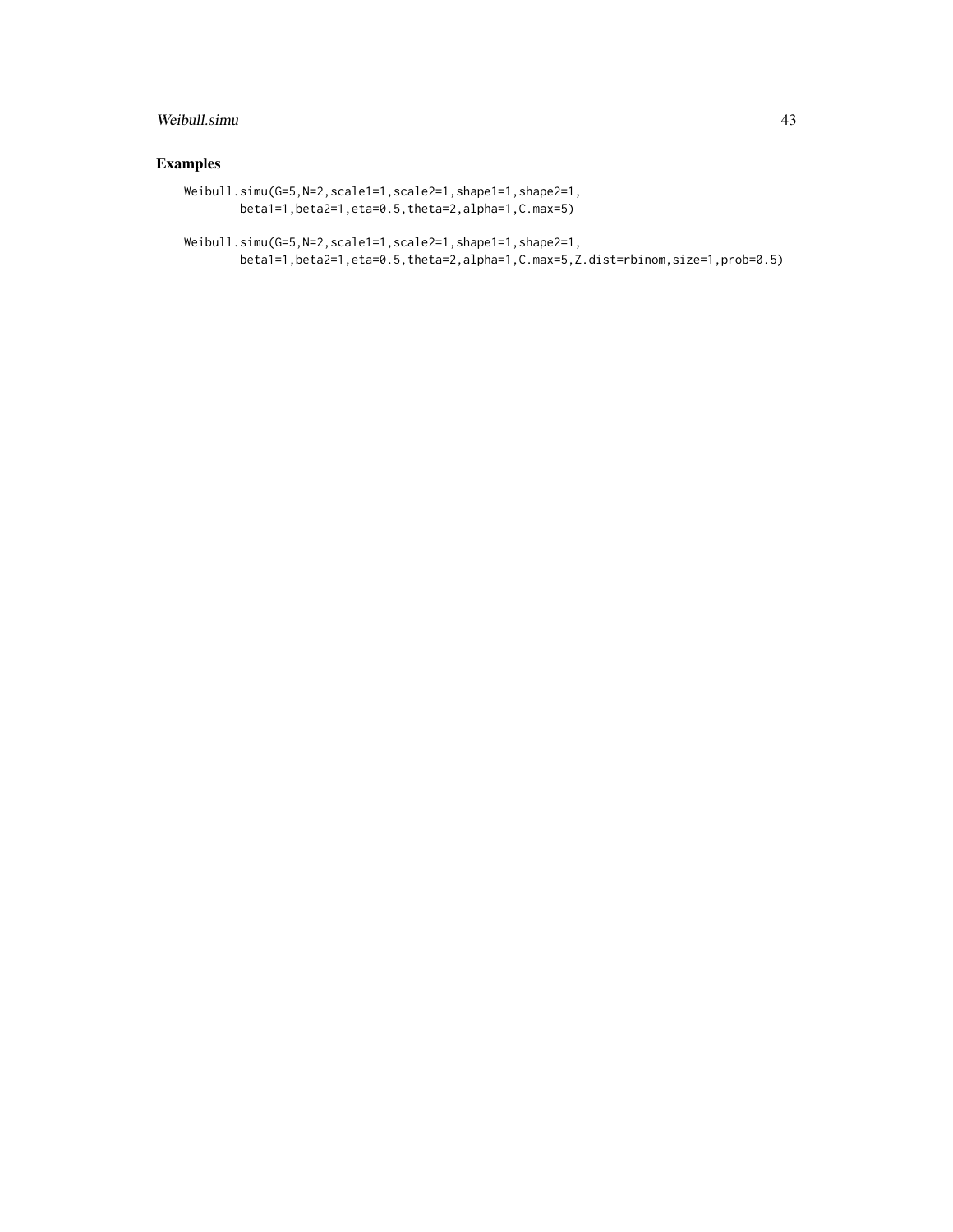## Examples

```
Weibull.simu(G=5,N=2,scale1=1,scale2=1,shape1=1,shape2=1,
        beta1=1,beta2=1,eta=0.5,theta=2,alpha=1,C.max=5)

Weibull.simu(G=5,N=2,scale1=1,scale2=1,shape1=1,shape2=1,
        beta1=1,beta2=1,eta=0.5,theta=2,alpha=1,C.max=5,Z.dist=rbinom,size=1,prob=0.5)
```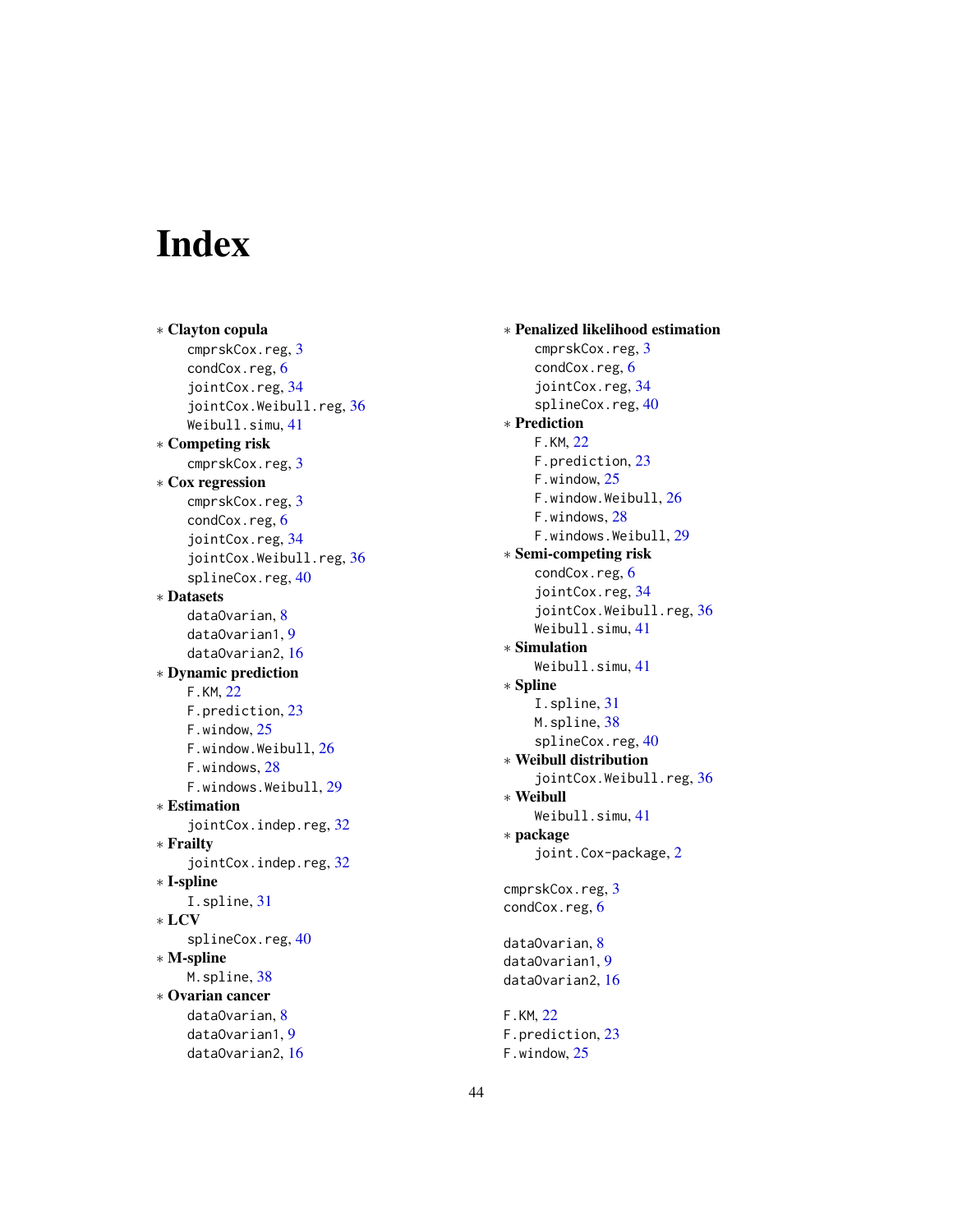# Index

∗ **Clayton copula**
    cmprskCox.reg, 3
    condCox.reg, 6
    jointCox.reg, 34
    jointCox.Weibull.reg, 36
    Weibull.simu, 41

∗ **Competing risk**
    cmprskCox.reg, 3

∗ **Cox regression**
    cmprskCox.reg, 3
    condCox.reg, 6
    jointCox.reg, 34
    jointCox.Weibull.reg, 36
    splineCox.reg, 40

∗ **Datasets**
    dataOvarian, 8
    dataOvarian1, 9
    dataOvarian2, 16

∗ **Dynamic prediction**
    F.KM, 22
    F.prediction, 23
    F.window, 25
    F.window.Weibull, 26
    F.windows, 28
    F.windows.Weibull, 29

∗ **Estimation**
    jointCox.indep.reg, 32

∗ **Frailty**
    jointCox.indep.reg, 32

∗ **I-spline**
    I.spline, 31

∗ **LCV**
    splineCox.reg, 40

∗ **M-spline**
    M.spline, 38

∗ **Ovarian cancer**
    dataOvarian, 8
    dataOvarian1, 9
    dataOvarian2, 16

∗ **Penalized likelihood estimation**
    cmprskCox.reg, 3
    condCox.reg, 6
    jointCox.reg, 34
    splineCox.reg, 40

∗ **Prediction**
    F.KM, 22
    F.prediction, 23
    F.window, 25
    F.window.Weibull, 26
    F.windows, 28
    F.windows.Weibull, 29

∗ **Semi-competing risk**
    condCox.reg, 6
    jointCox.reg, 34
    jointCox.Weibull.reg, 36
    Weibull.simu, 41

∗ **Simulation**
    Weibull.simu, 41

∗ **Spline**
    I.spline, 31
    M.spline, 38
    splineCox.reg, 40

∗ **Weibull distribution**
    jointCox.Weibull.reg, 36

∗ **Weibull**
    Weibull.simu, 41

∗ **package**
    joint.Cox-package, 2

cmprskCox.reg, 3
condCox.reg, 6

dataOvarian, 8
dataOvarian1, 9
dataOvarian2, 16

F.KM, 22
F.prediction, 23
F.window, 25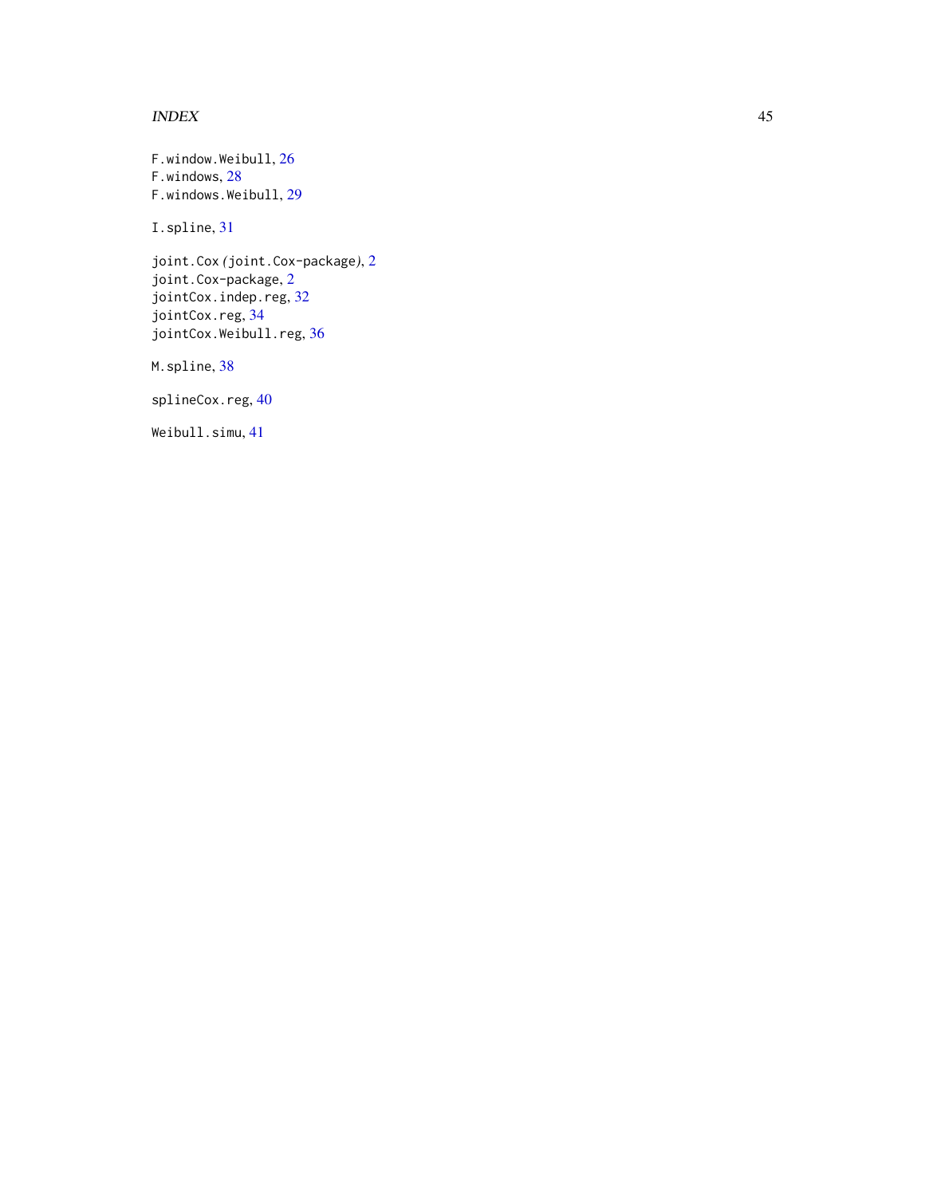F.window.Weibull, 26
F.windows, 28
F.windows.Weibull, 29

I.spline, 31

joint.Cox (joint.Cox-package), 2
joint.Cox-package, 2
jointCox.indep.reg, 32
jointCox.reg, 34
jointCox.Weibull.reg, 36

M.spline, 38

splineCox.reg, 40

Weibull.simu, 41